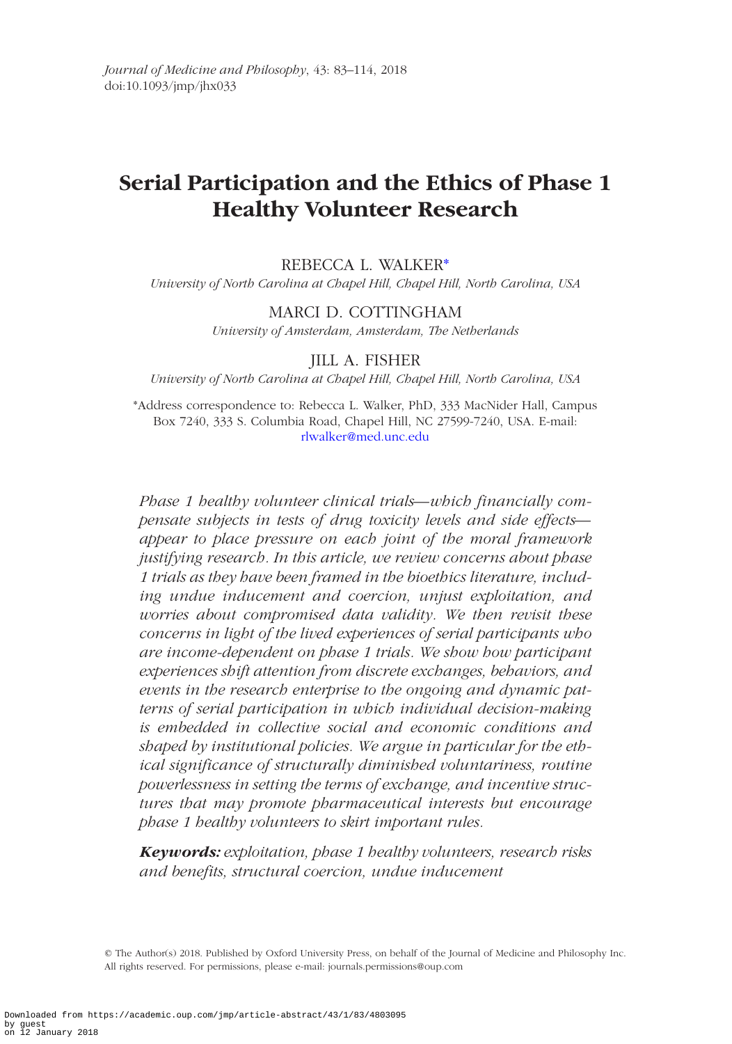# Serial Participation and the Ethics of Phase 1 Healthy Volunteer Research

REBECCA L. WALKER*

*University of North Carolina at Chapel Hill, Chapel Hill, North Carolina, USA*

MARCI D. COTTINGHAM

*University of Amsterdam, Amsterdam, The Netherlands*

JILL A. FISHER

*University of North Carolina at Chapel Hill, Chapel Hill, North Carolina, USA*

*Address correspondence to: Rebecca L. Walker, PhD, 333 MacNider Hall, Campus Box 7240, 333 S. Columbia Road, Chapel Hill, NC 27599-7240, USA. E-mail: rlwalker@med.unc.edu

*Phase 1 healthy volunteer clinical trials—which financially compensate subjects in tests of drug toxicity levels and side effects—appear to place pressure on each joint of the moral framework justifying research. In this article, we review concerns about phase 1 trials as they have been framed in the bioethics literature, including undue inducement and coercion, unjust exploitation, and worries about compromised data validity. We then revisit these concerns in light of the lived experiences of serial participants who are income-dependent on phase 1 trials. We show how participant experiences shift attention from discrete exchanges, behaviors, and events in the research enterprise to the ongoing and dynamic patterns of serial participation in which individual decision-making is embedded in collective social and economic conditions and shaped by institutional policies. We argue in particular for the ethical significance of structurally diminished voluntariness, routine powerlessness in setting the terms of exchange, and incentive structures that may promote pharmaceutical interests but encourage phase 1 healthy volunteers to skirt important rules.*

***Keywords:*** *exploitation, phase 1 healthy volunteers, research risks and benefits, structural coercion, undue inducement*

© The Author(s) 2018. Published by Oxford University Press, on behalf of the Journal of Medicine and Philosophy Inc. All rights reserved. For permissions, please e-mail: journals.permissions@oup.com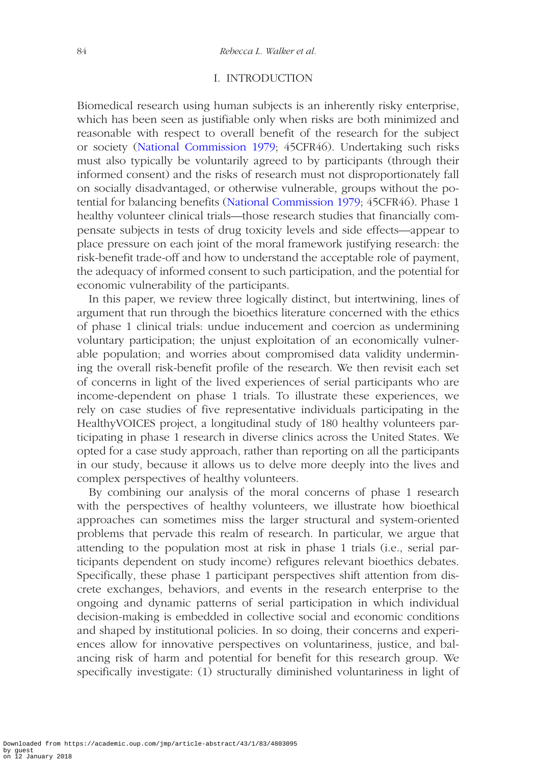## I. INTRODUCTION

Biomedical research using human subjects is an inherently risky enterprise, which has been seen as justifiable only when risks are both minimized and reasonable with respect to overall benefit of the research for the subject or society (National Commission 1979; 45CFR46). Undertaking such risks must also typically be voluntarily agreed to by participants (through their informed consent) and the risks of research must not disproportionately fall on socially disadvantaged, or otherwise vulnerable, groups without the potential for balancing benefits (National Commission 1979; 45CFR46). Phase 1 healthy volunteer clinical trials—those research studies that financially compensate subjects in tests of drug toxicity levels and side effects—appear to place pressure on each joint of the moral framework justifying research: the risk-benefit trade-off and how to understand the acceptable role of payment, the adequacy of informed consent to such participation, and the potential for economic vulnerability of the participants.

In this paper, we review three logically distinct, but intertwining, lines of argument that run through the bioethics literature concerned with the ethics of phase 1 clinical trials: undue inducement and coercion as undermining voluntary participation; the unjust exploitation of an economically vulnerable population; and worries about compromised data validity undermining the overall risk-benefit profile of the research. We then revisit each set of concerns in light of the lived experiences of serial participants who are income-dependent on phase 1 trials. To illustrate these experiences, we rely on case studies of five representative individuals participating in the HealthyVOICES project, a longitudinal study of 180 healthy volunteers participating in phase 1 research in diverse clinics across the United States. We opted for a case study approach, rather than reporting on all the participants in our study, because it allows us to delve more deeply into the lives and complex perspectives of healthy volunteers.

By combining our analysis of the moral concerns of phase 1 research with the perspectives of healthy volunteers, we illustrate how bioethical approaches can sometimes miss the larger structural and system-oriented problems that pervade this realm of research. In particular, we argue that attending to the population most at risk in phase 1 trials (i.e., serial participants dependent on study income) refigures relevant bioethics debates. Specifically, these phase 1 participant perspectives shift attention from discrete exchanges, behaviors, and events in the research enterprise to the ongoing and dynamic patterns of serial participation in which individual decision-making is embedded in collective social and economic conditions and shaped by institutional policies. In so doing, their concerns and experiences allow for innovative perspectives on voluntariness, justice, and balancing risk of harm and potential for benefit for this research group. We specifically investigate: (1) structurally diminished voluntariness in light of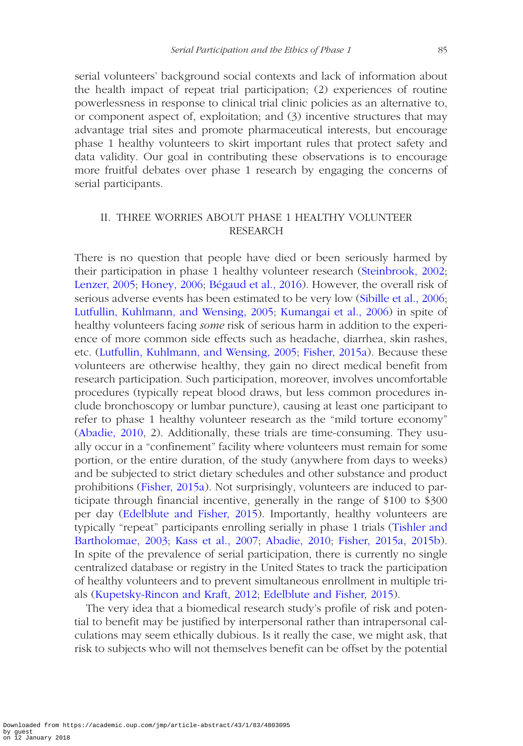serial volunteers' background social contexts and lack of information about the health impact of repeat trial participation; (2) experiences of routine powerlessness in response to clinical trial clinic policies as an alternative to, or component aspect of, exploitation; and (3) incentive structures that may advantage trial sites and promote pharmaceutical interests, but encourage phase 1 healthy volunteers to skirt important rules that protect safety and data validity. Our goal in contributing these observations is to encourage more fruitful debates over phase 1 research by engaging the concerns of serial participants.

## II. THREE WORRIES ABOUT PHASE 1 HEALTHY VOLUNTEER RESEARCH

There is no question that people have died or been seriously harmed by their participation in phase 1 healthy volunteer research (Steinbrook, 2002; Lenzer, 2005; Honey, 2006; Bégaud et al., 2016). However, the overall risk of serious adverse events has been estimated to be very low (Sibille et al., 2006; Lutfullin, Kuhlmann, and Wensing, 2005; Kumangai et al., 2006) in spite of healthy volunteers facing *some* risk of serious harm in addition to the experience of more common side effects such as headache, diarrhea, skin rashes, etc. (Lutfullin, Kuhlmann, and Wensing, 2005; Fisher, 2015a). Because these volunteers are otherwise healthy, they gain no direct medical benefit from research participation. Such participation, moreover, involves uncomfortable procedures (typically repeat blood draws, but less common procedures include bronchoscopy or lumbar puncture), causing at least one participant to refer to phase 1 healthy volunteer research as the "mild torture economy" (Abadie, 2010, 2). Additionally, these trials are time-consuming. They usually occur in a "confinement" facility where volunteers must remain for some portion, or the entire duration, of the study (anywhere from days to weeks) and be subjected to strict dietary schedules and other substance and product prohibitions (Fisher, 2015a). Not surprisingly, volunteers are induced to participate through financial incentive, generally in the range of $100 to $300 per day (Edelblute and Fisher, 2015). Importantly, healthy volunteers are typically "repeat" participants enrolling serially in phase 1 trials (Tishler and Bartholomae, 2003; Kass et al., 2007; Abadie, 2010; Fisher, 2015a, 2015b). In spite of the prevalence of serial participation, there is currently no single centralized database or registry in the United States to track the participation of healthy volunteers and to prevent simultaneous enrollment in multiple trials (Kupetsky-Rincon and Kraft, 2012; Edelblute and Fisher, 2015).

The very idea that a biomedical research study's profile of risk and potential to benefit may be justified by interpersonal rather than intrapersonal calculations may seem ethically dubious. Is it really the case, we might ask, that risk to subjects who will not themselves benefit can be offset by the potential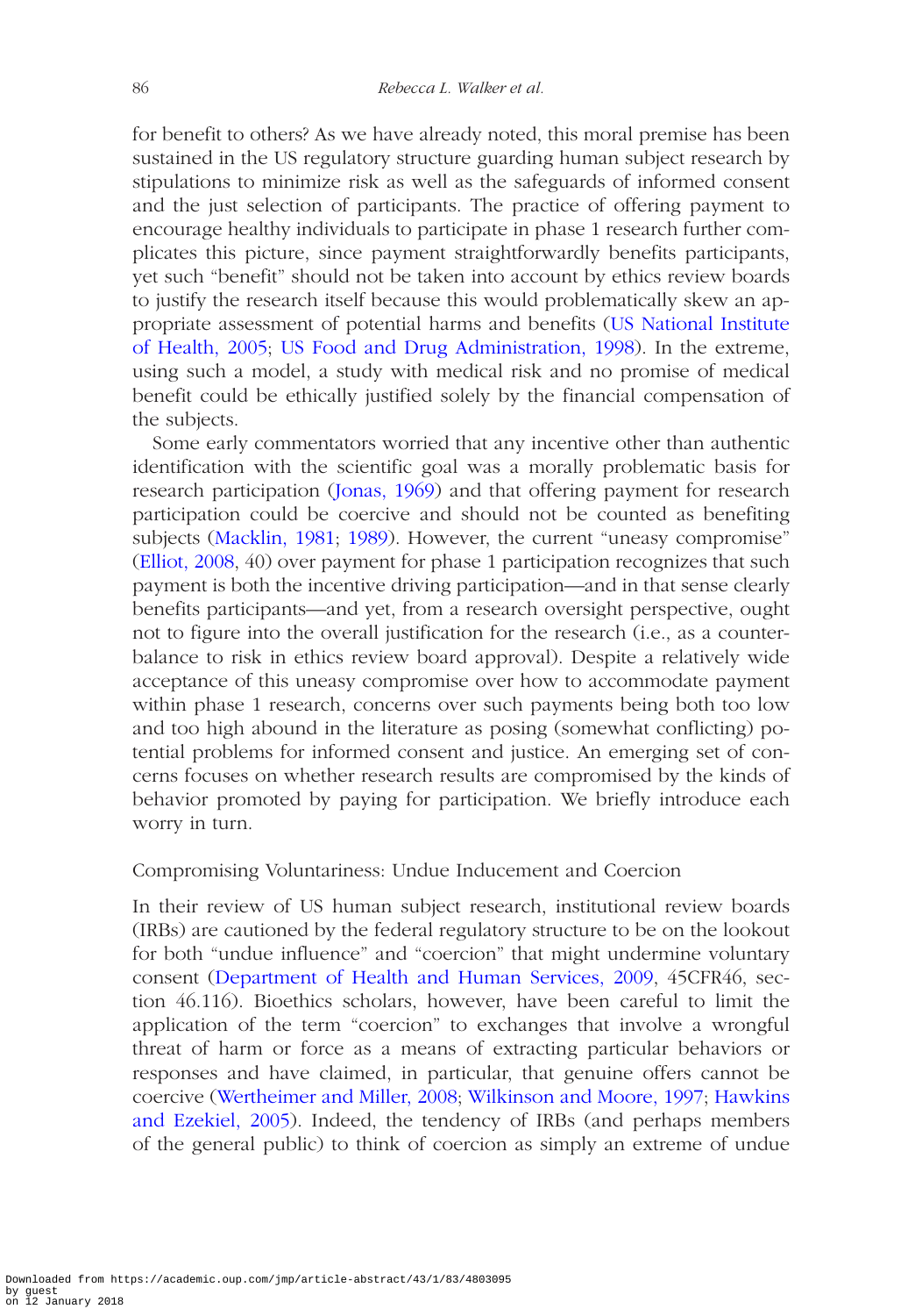for benefit to others? As we have already noted, this moral premise has been sustained in the US regulatory structure guarding human subject research by stipulations to minimize risk as well as the safeguards of informed consent and the just selection of participants. The practice of offering payment to encourage healthy individuals to participate in phase 1 research further complicates this picture, since payment straightforwardly benefits participants, yet such "benefit" should not be taken into account by ethics review boards to justify the research itself because this would problematically skew an appropriate assessment of potential harms and benefits (US National Institute of Health, 2005; US Food and Drug Administration, 1998). In the extreme, using such a model, a study with medical risk and no promise of medical benefit could be ethically justified solely by the financial compensation of the subjects.

Some early commentators worried that any incentive other than authentic identification with the scientific goal was a morally problematic basis for research participation (Jonas, 1969) and that offering payment for research participation could be coercive and should not be counted as benefiting subjects (Macklin, 1981; 1989). However, the current "uneasy compromise" (Elliot, 2008, 40) over payment for phase 1 participation recognizes that such payment is both the incentive driving participation—and in that sense clearly benefits participants—and yet, from a research oversight perspective, ought not to figure into the overall justification for the research (i.e., as a counterbalance to risk in ethics review board approval). Despite a relatively wide acceptance of this uneasy compromise over how to accommodate payment within phase 1 research, concerns over such payments being both too low and too high abound in the literature as posing (somewhat conflicting) potential problems for informed consent and justice. An emerging set of concerns focuses on whether research results are compromised by the kinds of behavior promoted by paying for participation. We briefly introduce each worry in turn.

## Compromising Voluntariness: Undue Inducement and Coercion

In their review of US human subject research, institutional review boards (IRBs) are cautioned by the federal regulatory structure to be on the lookout for both "undue influence" and "coercion" that might undermine voluntary consent (Department of Health and Human Services, 2009, 45CFR46, section 46.116). Bioethics scholars, however, have been careful to limit the application of the term "coercion" to exchanges that involve a wrongful threat of harm or force as a means of extracting particular behaviors or responses and have claimed, in particular, that genuine offers cannot be coercive (Wertheimer and Miller, 2008; Wilkinson and Moore, 1997; Hawkins and Ezekiel, 2005). Indeed, the tendency of IRBs (and perhaps members of the general public) to think of coercion as simply an extreme of undue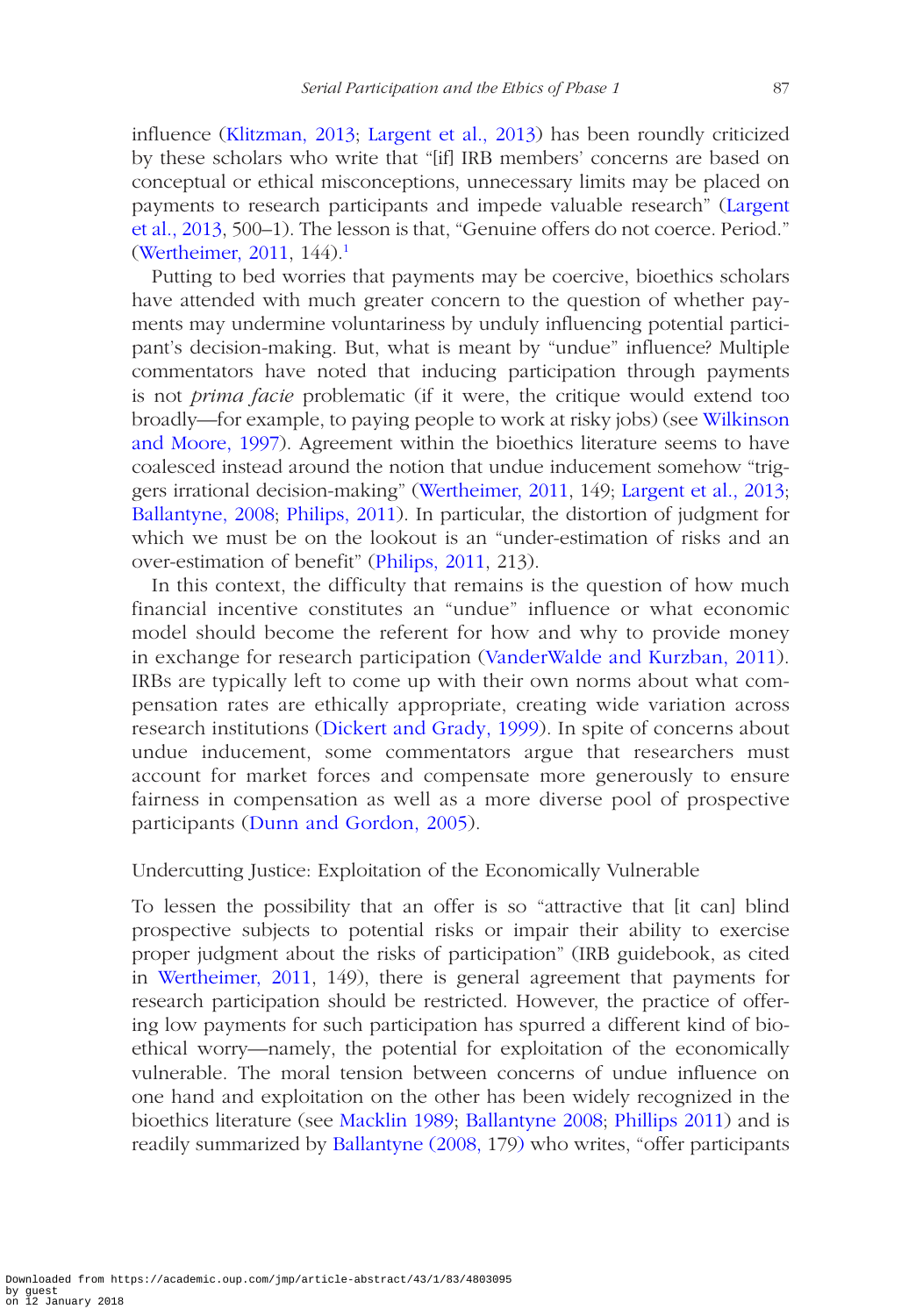influence (Klitzman, 2013; Largent et al., 2013) has been roundly criticized by these scholars who write that "[if] IRB members' concerns are based on conceptual or ethical misconceptions, unnecessary limits may be placed on payments to research participants and impede valuable research" (Largent et al., 2013, 500–1). The lesson is that, "Genuine offers do not coerce. Period." (Wertheimer, 2011, 144).[1]

Putting to bed worries that payments may be coercive, bioethics scholars have attended with much greater concern to the question of whether payments may undermine voluntariness by unduly influencing potential participant's decision-making. But, what is meant by "undue" influence? Multiple commentators have noted that inducing participation through payments is not *prima facie* problematic (if it were, the critique would extend too broadly—for example, to paying people to work at risky jobs) (see Wilkinson and Moore, 1997). Agreement within the bioethics literature seems to have coalesced instead around the notion that undue inducement somehow "triggers irrational decision-making" (Wertheimer, 2011, 149; Largent et al., 2013; Ballantyne, 2008; Philips, 2011). In particular, the distortion of judgment for which we must be on the lookout is an "under-estimation of risks and an over-estimation of benefit" (Philips, 2011, 213).

In this context, the difficulty that remains is the question of how much financial incentive constitutes an "undue" influence or what economic model should become the referent for how and why to provide money in exchange for research participation (VanderWalde and Kurzban, 2011). IRBs are typically left to come up with their own norms about what compensation rates are ethically appropriate, creating wide variation across research institutions (Dickert and Grady, 1999). In spite of concerns about undue inducement, some commentators argue that researchers must account for market forces and compensate more generously to ensure fairness in compensation as well as a more diverse pool of prospective participants (Dunn and Gordon, 2005).

### Undercutting Justice: Exploitation of the Economically Vulnerable

To lessen the possibility that an offer is so "attractive that [it can] blind prospective subjects to potential risks or impair their ability to exercise proper judgment about the risks of participation" (IRB guidebook, as cited in Wertheimer, 2011, 149), there is general agreement that payments for research participation should be restricted. However, the practice of offering low payments for such participation has spurred a different kind of bioethical worry—namely, the potential for exploitation of the economically vulnerable. The moral tension between concerns of undue influence on one hand and exploitation on the other has been widely recognized in the bioethics literature (see Macklin 1989; Ballantyne 2008; Phillips 2011) and is readily summarized by Ballantyne (2008, 179) who writes, "offer participants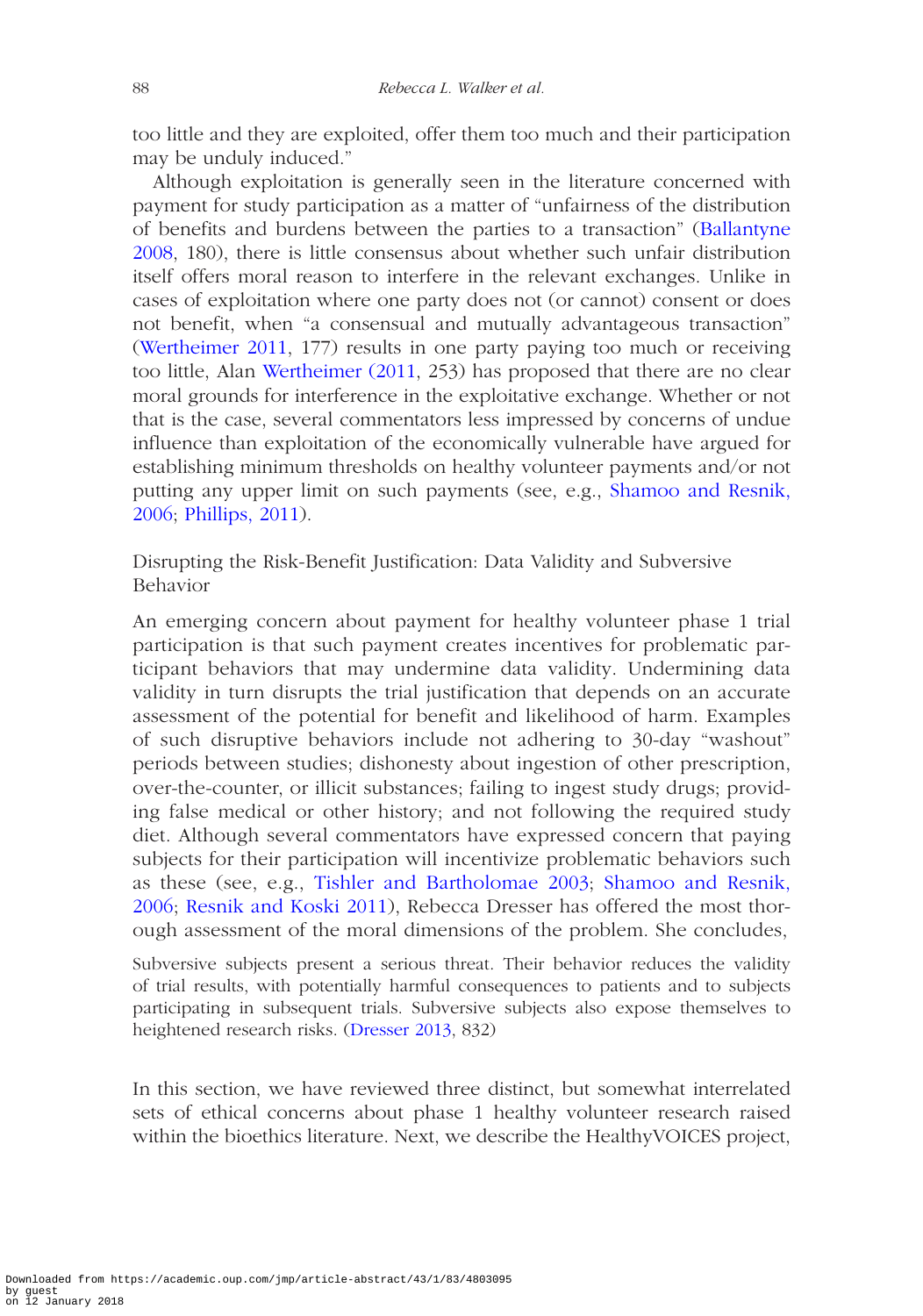too little and they are exploited, offer them too much and their participation may be unduly induced."

Although exploitation is generally seen in the literature concerned with payment for study participation as a matter of "unfairness of the distribution of benefits and burdens between the parties to a transaction" (Ballantyne 2008, 180), there is little consensus about whether such unfair distribution itself offers moral reason to interfere in the relevant exchanges. Unlike in cases of exploitation where one party does not (or cannot) consent or does not benefit, when "a consensual and mutually advantageous transaction" (Wertheimer 2011, 177) results in one party paying too much or receiving too little, Alan Wertheimer (2011, 253) has proposed that there are no clear moral grounds for interference in the exploitative exchange. Whether or not that is the case, several commentators less impressed by concerns of undue influence than exploitation of the economically vulnerable have argued for establishing minimum thresholds on healthy volunteer payments and/or not putting any upper limit on such payments (see, e.g., Shamoo and Resnik, 2006; Phillips, 2011).

## Disrupting the Risk-Benefit Justification: Data Validity and Subversive Behavior

An emerging concern about payment for healthy volunteer phase 1 trial participation is that such payment creates incentives for problematic participant behaviors that may undermine data validity. Undermining data validity in turn disrupts the trial justification that depends on an accurate assessment of the potential for benefit and likelihood of harm. Examples of such disruptive behaviors include not adhering to 30-day "washout" periods between studies; dishonesty about ingestion of other prescription, over-the-counter, or illicit substances; failing to ingest study drugs; providing false medical or other history; and not following the required study diet. Although several commentators have expressed concern that paying subjects for their participation will incentivize problematic behaviors such as these (see, e.g., Tishler and Bartholomae 2003; Shamoo and Resnik, 2006; Resnik and Koski 2011), Rebecca Dresser has offered the most thorough assessment of the moral dimensions of the problem. She concludes,

> Subversive subjects present a serious threat. Their behavior reduces the validity of trial results, with potentially harmful consequences to patients and to subjects participating in subsequent trials. Subversive subjects also expose themselves to heightened research risks. (Dresser 2013, 832)

In this section, we have reviewed three distinct, but somewhat interrelated sets of ethical concerns about phase 1 healthy volunteer research raised within the bioethics literature. Next, we describe the HealthyVOICES project,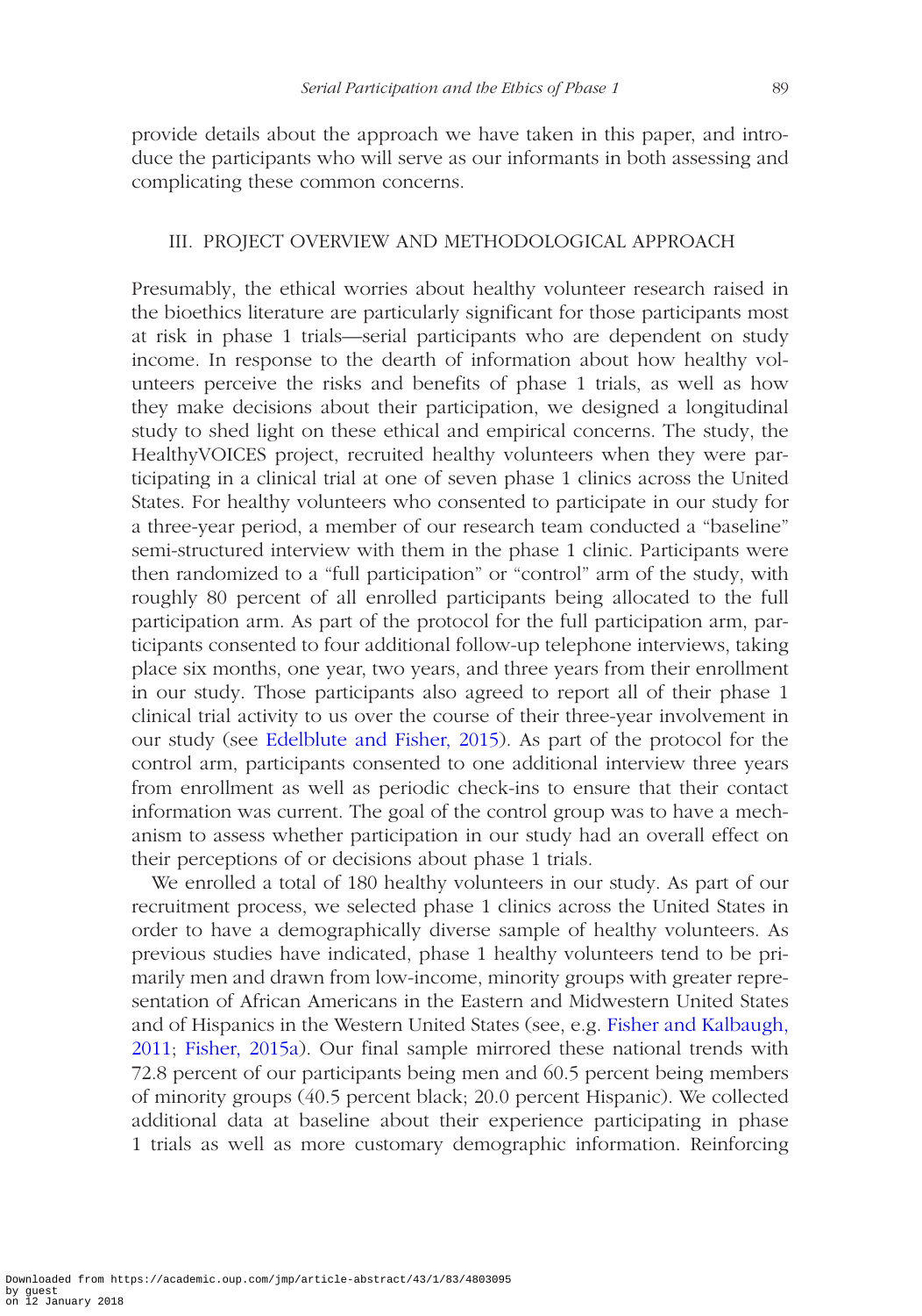provide details about the approach we have taken in this paper, and introduce the participants who will serve as our informants in both assessing and complicating these common concerns.

## III. PROJECT OVERVIEW AND METHODOLOGICAL APPROACH

Presumably, the ethical worries about healthy volunteer research raised in the bioethics literature are particularly significant for those participants most at risk in phase 1 trials—serial participants who are dependent on study income. In response to the dearth of information about how healthy volunteers perceive the risks and benefits of phase 1 trials, as well as how they make decisions about their participation, we designed a longitudinal study to shed light on these ethical and empirical concerns. The study, the HealthyVOICES project, recruited healthy volunteers when they were participating in a clinical trial at one of seven phase 1 clinics across the United States. For healthy volunteers who consented to participate in our study for a three-year period, a member of our research team conducted a "baseline" semi-structured interview with them in the phase 1 clinic. Participants were then randomized to a "full participation" or "control" arm of the study, with roughly 80 percent of all enrolled participants being allocated to the full participation arm. As part of the protocol for the full participation arm, participants consented to four additional follow-up telephone interviews, taking place six months, one year, two years, and three years from their enrollment in our study. Those participants also agreed to report all of their phase 1 clinical trial activity to us over the course of their three-year involvement in our study (see Edelblute and Fisher, 2015). As part of the protocol for the control arm, participants consented to one additional interview three years from enrollment as well as periodic check-ins to ensure that their contact information was current. The goal of the control group was to have a mechanism to assess whether participation in our study had an overall effect on their perceptions of or decisions about phase 1 trials.

We enrolled a total of 180 healthy volunteers in our study. As part of our recruitment process, we selected phase 1 clinics across the United States in order to have a demographically diverse sample of healthy volunteers. As previous studies have indicated, phase 1 healthy volunteers tend to be primarily men and drawn from low-income, minority groups with greater representation of African Americans in the Eastern and Midwestern United States and of Hispanics in the Western United States (see, e.g. Fisher and Kalbaugh, 2011; Fisher, 2015a). Our final sample mirrored these national trends with 72.8 percent of our participants being men and 60.5 percent being members of minority groups (40.5 percent black; 20.0 percent Hispanic). We collected additional data at baseline about their experience participating in phase 1 trials as well as more customary demographic information. Reinforcing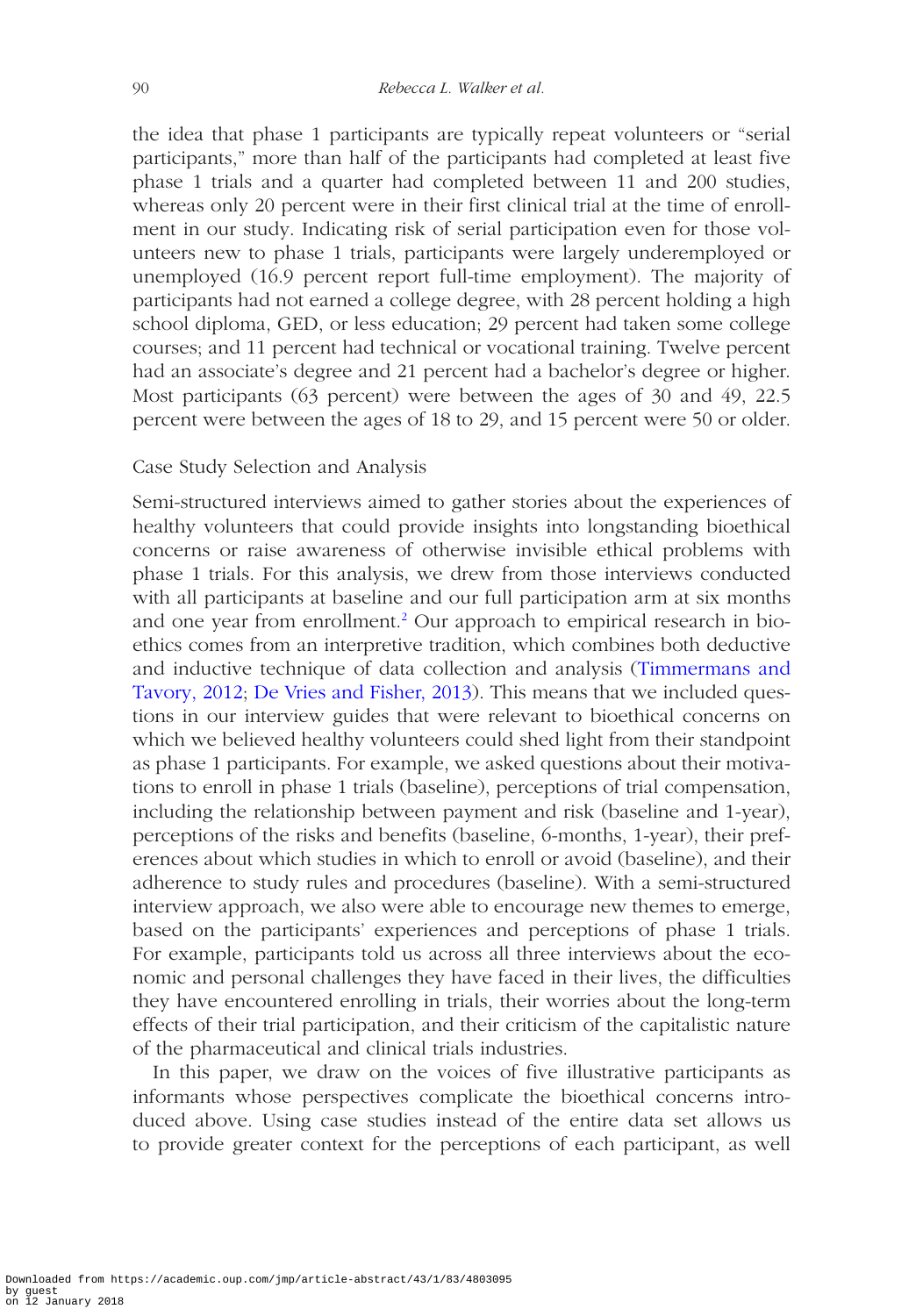the idea that phase 1 participants are typically repeat volunteers or "serial participants," more than half of the participants had completed at least five phase 1 trials and a quarter had completed between 11 and 200 studies, whereas only 20 percent were in their first clinical trial at the time of enrollment in our study. Indicating risk of serial participation even for those volunteers new to phase 1 trials, participants were largely underemployed or unemployed (16.9 percent report full-time employment). The majority of participants had not earned a college degree, with 28 percent holding a high school diploma, GED, or less education; 29 percent had taken some college courses; and 11 percent had technical or vocational training. Twelve percent had an associate's degree and 21 percent had a bachelor's degree or higher. Most participants (63 percent) were between the ages of 30 and 49, 22.5 percent were between the ages of 18 to 29, and 15 percent were 50 or older.

### Case Study Selection and Analysis

Semi-structured interviews aimed to gather stories about the experiences of healthy volunteers that could provide insights into longstanding bioethical concerns or raise awareness of otherwise invisible ethical problems with phase 1 trials. For this analysis, we drew from those interviews conducted with all participants at baseline and our full participation arm at six months and one year from enrollment.[2] Our approach to empirical research in bioethics comes from an interpretive tradition, which combines both deductive and inductive technique of data collection and analysis (Timmermans and Tavory, 2012; De Vries and Fisher, 2013). This means that we included questions in our interview guides that were relevant to bioethical concerns on which we believed healthy volunteers could shed light from their standpoint as phase 1 participants. For example, we asked questions about their motivations to enroll in phase 1 trials (baseline), perceptions of trial compensation, including the relationship between payment and risk (baseline and 1-year), perceptions of the risks and benefits (baseline, 6-months, 1-year), their preferences about which studies in which to enroll or avoid (baseline), and their adherence to study rules and procedures (baseline). With a semi-structured interview approach, we also were able to encourage new themes to emerge, based on the participants' experiences and perceptions of phase 1 trials. For example, participants told us across all three interviews about the economic and personal challenges they have faced in their lives, the difficulties they have encountered enrolling in trials, their worries about the long-term effects of their trial participation, and their criticism of the capitalistic nature of the pharmaceutical and clinical trials industries.

In this paper, we draw on the voices of five illustrative participants as informants whose perspectives complicate the bioethical concerns introduced above. Using case studies instead of the entire data set allows us to provide greater context for the perceptions of each participant, as well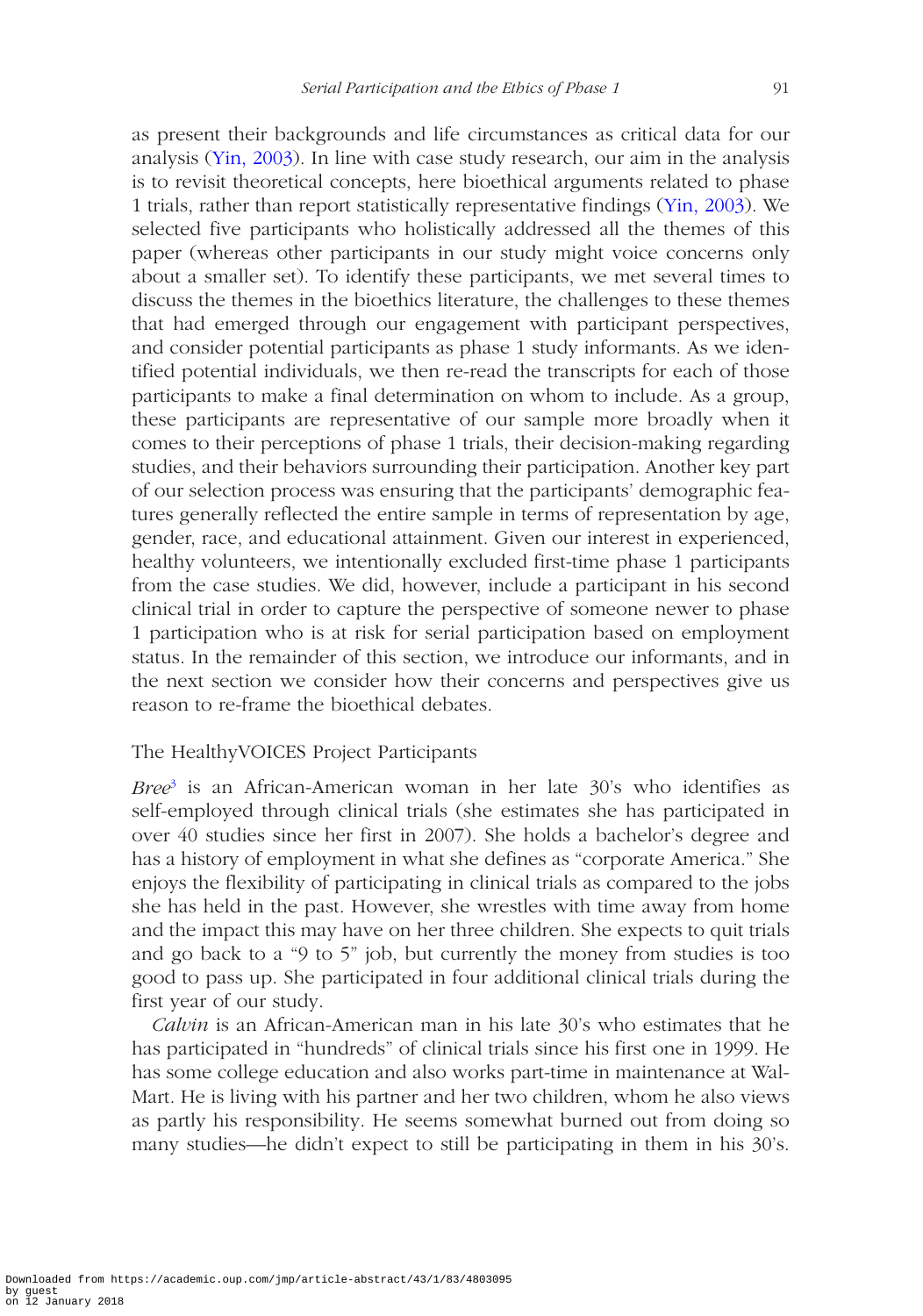as present their backgrounds and life circumstances as critical data for our analysis (Yin, 2003). In line with case study research, our aim in the analysis is to revisit theoretical concepts, here bioethical arguments related to phase 1 trials, rather than report statistically representative findings (Yin, 2003). We selected five participants who holistically addressed all the themes of this paper (whereas other participants in our study might voice concerns only about a smaller set). To identify these participants, we met several times to discuss the themes in the bioethics literature, the challenges to these themes that had emerged through our engagement with participant perspectives, and consider potential participants as phase 1 study informants. As we identified potential individuals, we then re-read the transcripts for each of those participants to make a final determination on whom to include. As a group, these participants are representative of our sample more broadly when it comes to their perceptions of phase 1 trials, their decision-making regarding studies, and their behaviors surrounding their participation. Another key part of our selection process was ensuring that the participants' demographic features generally reflected the entire sample in terms of representation by age, gender, race, and educational attainment. Given our interest in experienced, healthy volunteers, we intentionally excluded first-time phase 1 participants from the case studies. We did, however, include a participant in his second clinical trial in order to capture the perspective of someone newer to phase 1 participation who is at risk for serial participation based on employment status. In the remainder of this section, we introduce our informants, and in the next section we consider how their concerns and perspectives give us reason to re-frame the bioethical debates.

## The HealthyVOICES Project Participants

*Bree*[3] is an African-American woman in her late 30's who identifies as self-employed through clinical trials (she estimates she has participated in over 40 studies since her first in 2007). She holds a bachelor's degree and has a history of employment in what she defines as "corporate America." She enjoys the flexibility of participating in clinical trials as compared to the jobs she has held in the past. However, she wrestles with time away from home and the impact this may have on her three children. She expects to quit trials and go back to a "9 to 5" job, but currently the money from studies is too good to pass up. She participated in four additional clinical trials during the first year of our study.

*Calvin* is an African-American man in his late 30's who estimates that he has participated in "hundreds" of clinical trials since his first one in 1999. He has some college education and also works part-time in maintenance at Wal-Mart. He is living with his partner and her two children, whom he also views as partly his responsibility. He seems somewhat burned out from doing so many studies—he didn't expect to still be participating in them in his 30's.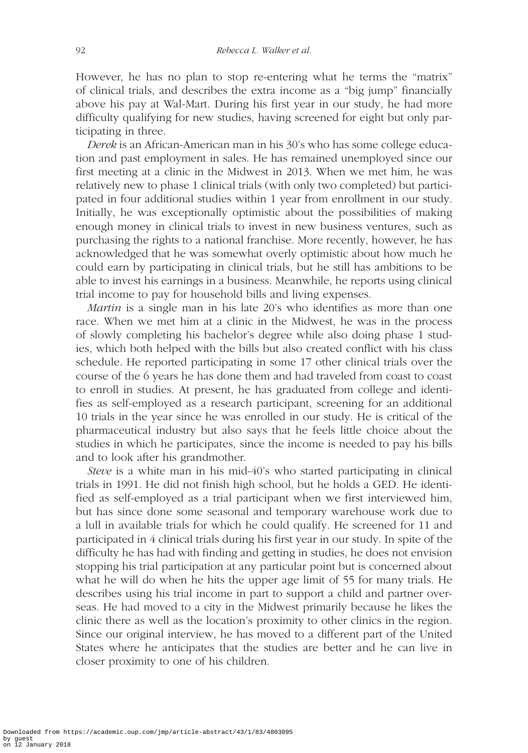However, he has no plan to stop re-entering what he terms the "matrix" of clinical trials, and describes the extra income as a "big jump" financially above his pay at Wal-Mart. During his first year in our study, he had more difficulty qualifying for new studies, having screened for eight but only participating in three.

*Derek* is an African-American man in his 30's who has some college education and past employment in sales. He has remained unemployed since our first meeting at a clinic in the Midwest in 2013. When we met him, he was relatively new to phase 1 clinical trials (with only two completed) but participated in four additional studies within 1 year from enrollment in our study. Initially, he was exceptionally optimistic about the possibilities of making enough money in clinical trials to invest in new business ventures, such as purchasing the rights to a national franchise. More recently, however, he has acknowledged that he was somewhat overly optimistic about how much he could earn by participating in clinical trials, but he still has ambitions to be able to invest his earnings in a business. Meanwhile, he reports using clinical trial income to pay for household bills and living expenses.

*Martin* is a single man in his late 20's who identifies as more than one race. When we met him at a clinic in the Midwest, he was in the process of slowly completing his bachelor's degree while also doing phase 1 studies, which both helped with the bills but also created conflict with his class schedule. He reported participating in some 17 other clinical trials over the course of the 6 years he has done them and had traveled from coast to coast to enroll in studies. At present, he has graduated from college and identifies as self-employed as a research participant, screening for an additional 10 trials in the year since he was enrolled in our study. He is critical of the pharmaceutical industry but also says that he feels little choice about the studies in which he participates, since the income is needed to pay his bills and to look after his grandmother.

*Steve* is a white man in his mid-40's who started participating in clinical trials in 1991. He did not finish high school, but he holds a GED. He identified as self-employed as a trial participant when we first interviewed him, but has since done some seasonal and temporary warehouse work due to a lull in available trials for which he could qualify. He screened for 11 and participated in 4 clinical trials during his first year in our study. In spite of the difficulty he has had with finding and getting in studies, he does not envision stopping his trial participation at any particular point but is concerned about what he will do when he hits the upper age limit of 55 for many trials. He describes using his trial income in part to support a child and partner overseas. He had moved to a city in the Midwest primarily because he likes the clinic there as well as the location's proximity to other clinics in the region. Since our original interview, he has moved to a different part of the United States where he anticipates that the studies are better and he can live in closer proximity to one of his children.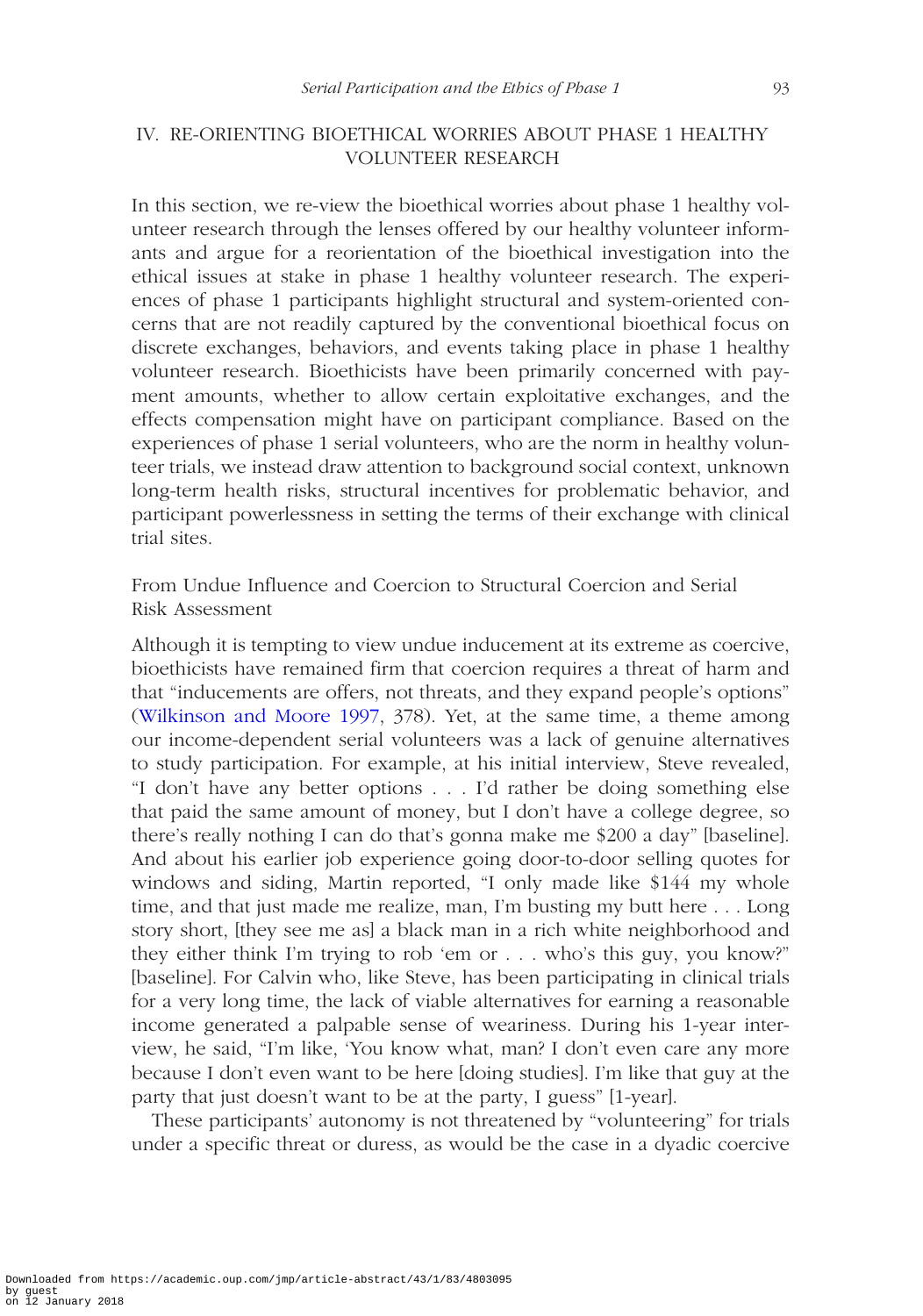## IV. RE-ORIENTING BIOETHICAL WORRIES ABOUT PHASE 1 HEALTHY VOLUNTEER RESEARCH

In this section, we re-view the bioethical worries about phase 1 healthy volunteer research through the lenses offered by our healthy volunteer informants and argue for a reorientation of the bioethical investigation into the ethical issues at stake in phase 1 healthy volunteer research. The experiences of phase 1 participants highlight structural and system-oriented concerns that are not readily captured by the conventional bioethical focus on discrete exchanges, behaviors, and events taking place in phase 1 healthy volunteer research. Bioethicists have been primarily concerned with payment amounts, whether to allow certain exploitative exchanges, and the effects compensation might have on participant compliance. Based on the experiences of phase 1 serial volunteers, who are the norm in healthy volunteer trials, we instead draw attention to background social context, unknown long-term health risks, structural incentives for problematic behavior, and participant powerlessness in setting the terms of their exchange with clinical trial sites.

### From Undue Influence and Coercion to Structural Coercion and Serial Risk Assessment

Although it is tempting to view undue inducement at its extreme as coercive, bioethicists have remained firm that coercion requires a threat of harm and that "inducements are offers, not threats, and they expand people's options" (Wilkinson and Moore 1997, 378). Yet, at the same time, a theme among our income-dependent serial volunteers was a lack of genuine alternatives to study participation. For example, at his initial interview, Steve revealed, "I don't have any better options . . . I'd rather be doing something else that paid the same amount of money, but I don't have a college degree, so there's really nothing I can do that's gonna make me $200 a day" [baseline]. And about his earlier job experience going door-to-door selling quotes for windows and siding, Martin reported, "I only made like $144 my whole time, and that just made me realize, man, I'm busting my butt here . . . Long story short, [they see me as] a black man in a rich white neighborhood and they either think I'm trying to rob 'em or . . . who's this guy, you know?" [baseline]. For Calvin who, like Steve, has been participating in clinical trials for a very long time, the lack of viable alternatives for earning a reasonable income generated a palpable sense of weariness. During his 1-year interview, he said, "I'm like, 'You know what, man? I don't even care any more because I don't even want to be here [doing studies]. I'm like that guy at the party that just doesn't want to be at the party, I guess" [1-year].

These participants' autonomy is not threatened by "volunteering" for trials under a specific threat or duress, as would be the case in a dyadic coercive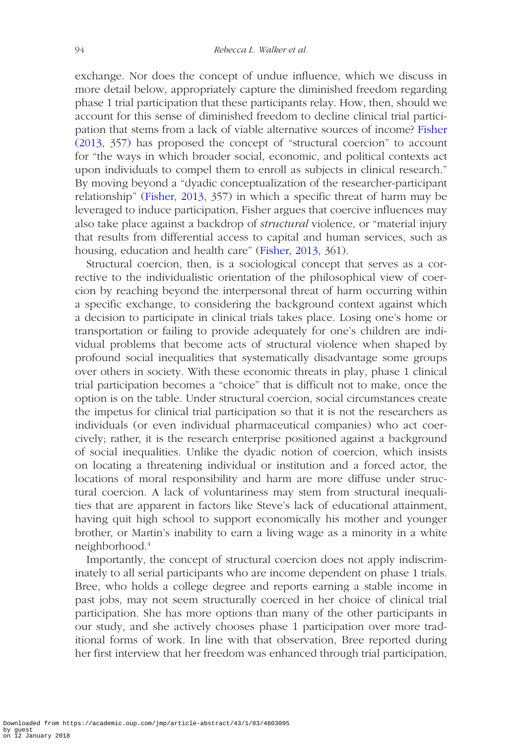exchange. Nor does the concept of undue influence, which we discuss in more detail below, appropriately capture the diminished freedom regarding phase 1 trial participation that these participants relay. How, then, should we account for this sense of diminished freedom to decline clinical trial participation that stems from a lack of viable alternative sources of income? Fisher (2013, 357) has proposed the concept of "structural coercion" to account for "the ways in which broader social, economic, and political contexts act upon individuals to compel them to enroll as subjects in clinical research." By moving beyond a "dyadic conceptualization of the researcher-participant relationship" (Fisher, 2013, 357) in which a specific threat of harm may be leveraged to induce participation, Fisher argues that coercive influences may also take place against a backdrop of *structural* violence, or "material injury that results from differential access to capital and human services, such as housing, education and health care" (Fisher, 2013, 361).

Structural coercion, then, is a sociological concept that serves as a corrective to the individualistic orientation of the philosophical view of coercion by reaching beyond the interpersonal threat of harm occurring within a specific exchange, to considering the background context against which a decision to participate in clinical trials takes place. Losing one's home or transportation or failing to provide adequately for one's children are individual problems that become acts of structural violence when shaped by profound social inequalities that systematically disadvantage some groups over others in society. With these economic threats in play, phase 1 clinical trial participation becomes a "choice" that is difficult not to make, once the option is on the table. Under structural coercion, social circumstances create the impetus for clinical trial participation so that it is not the researchers as individuals (or even individual pharmaceutical companies) who act coercively; rather, it is the research enterprise positioned against a background of social inequalities. Unlike the dyadic notion of coercion, which insists on locating a threatening individual or institution and a forced actor, the locations of moral responsibility and harm are more diffuse under structural coercion. A lack of voluntariness may stem from structural inequalities that are apparent in factors like Steve's lack of educational attainment, having quit high school to support economically his mother and younger brother, or Martin's inability to earn a living wage as a minority in a white neighborhood.[4]

Importantly, the concept of structural coercion does not apply indiscriminately to all serial participants who are income dependent on phase 1 trials. Bree, who holds a college degree and reports earning a stable income in past jobs, may not seem structurally coerced in her choice of clinical trial participation. She has more options than many of the other participants in our study, and she actively chooses phase 1 participation over more traditional forms of work. In line with that observation, Bree reported during her first interview that her freedom was enhanced through trial participation,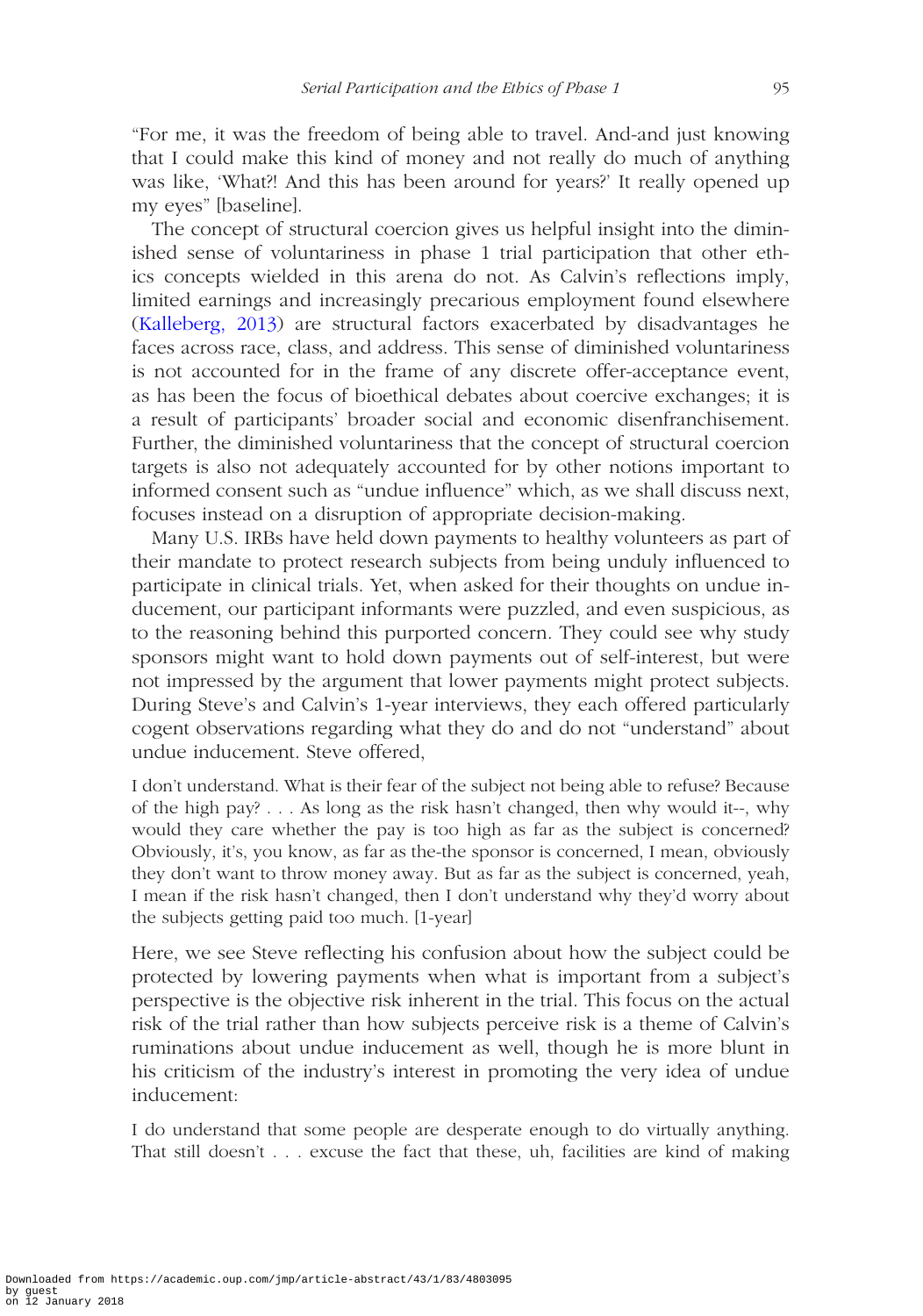"For me, it was the freedom of being able to travel. And-and just knowing that I could make this kind of money and not really do much of anything was like, 'What?! And this has been around for years?' It really opened up my eyes" [baseline].

The concept of structural coercion gives us helpful insight into the diminished sense of voluntariness in phase 1 trial participation that other ethics concepts wielded in this arena do not. As Calvin's reflections imply, limited earnings and increasingly precarious employment found elsewhere (Kalleberg, 2013) are structural factors exacerbated by disadvantages he faces across race, class, and address. This sense of diminished voluntariness is not accounted for in the frame of any discrete offer-acceptance event, as has been the focus of bioethical debates about coercive exchanges; it is a result of participants' broader social and economic disenfranchisement. Further, the diminished voluntariness that the concept of structural coercion targets is also not adequately accounted for by other notions important to informed consent such as "undue influence" which, as we shall discuss next, focuses instead on a disruption of appropriate decision-making.

Many U.S. IRBs have held down payments to healthy volunteers as part of their mandate to protect research subjects from being unduly influenced to participate in clinical trials. Yet, when asked for their thoughts on undue inducement, our participant informants were puzzled, and even suspicious, as to the reasoning behind this purported concern. They could see why study sponsors might want to hold down payments out of self-interest, but were not impressed by the argument that lower payments might protect subjects. During Steve's and Calvin's 1-year interviews, they each offered particularly cogent observations regarding what they do and do not "understand" about undue inducement. Steve offered,

> I don't understand. What is their fear of the subject not being able to refuse? Because of the high pay? . . . As long as the risk hasn't changed, then why would it--, why would they care whether the pay is too high as far as the subject is concerned? Obviously, it's, you know, as far as the-the sponsor is concerned, I mean, obviously they don't want to throw money away. But as far as the subject is concerned, yeah, I mean if the risk hasn't changed, then I don't understand why they'd worry about the subjects getting paid too much. [1-year]

Here, we see Steve reflecting his confusion about how the subject could be protected by lowering payments when what is important from a subject's perspective is the objective risk inherent in the trial. This focus on the actual risk of the trial rather than how subjects perceive risk is a theme of Calvin's ruminations about undue inducement as well, though he is more blunt in his criticism of the industry's interest in promoting the very idea of undue inducement:

> I do understand that some people are desperate enough to do virtually anything. That still doesn't . . . excuse the fact that these, uh, facilities are kind of making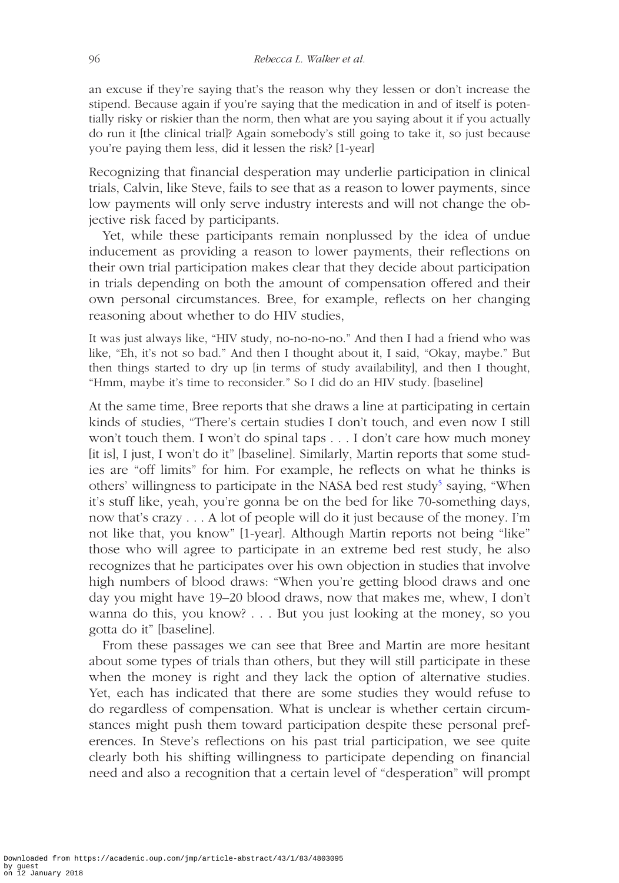an excuse if they're saying that's the reason why they lessen or don't increase the stipend. Because again if you're saying that the medication in and of itself is potentially risky or riskier than the norm, then what are you saying about it if you actually do run it [the clinical trial]? Again somebody's still going to take it, so just because you're paying them less, did it lessen the risk? [1-year]

Recognizing that financial desperation may underlie participation in clinical trials, Calvin, like Steve, fails to see that as a reason to lower payments, since low payments will only serve industry interests and will not change the objective risk faced by participants.

Yet, while these participants remain nonplussed by the idea of undue inducement as providing a reason to lower payments, their reflections on their own trial participation makes clear that they decide about participation in trials depending on both the amount of compensation offered and their own personal circumstances. Bree, for example, reflects on her changing reasoning about whether to do HIV studies,

> It was just always like, "HIV study, no-no-no-no." And then I had a friend who was like, "Eh, it's not so bad." And then I thought about it, I said, "Okay, maybe." But then things started to dry up [in terms of study availability], and then I thought, "Hmm, maybe it's time to reconsider." So I did do an HIV study. [baseline]

At the same time, Bree reports that she draws a line at participating in certain kinds of studies, "There's certain studies I don't touch, and even now I still won't touch them. I won't do spinal taps . . . I don't care how much money [it is], I just, I won't do it" [baseline]. Similarly, Martin reports that some studies are "off limits" for him. For example, he reflects on what he thinks is others' willingness to participate in the NASA bed rest study[5] saying, "When it's stuff like, yeah, you're gonna be on the bed for like 70-something days, now that's crazy . . . A lot of people will do it just because of the money. I'm not like that, you know" [1-year]. Although Martin reports not being "like" those who will agree to participate in an extreme bed rest study, he also recognizes that he participates over his own objection in studies that involve high numbers of blood draws: "When you're getting blood draws and one day you might have 19–20 blood draws, now that makes me, whew, I don't wanna do this, you know? . . . But you just looking at the money, so you gotta do it" [baseline].

From these passages we can see that Bree and Martin are more hesitant about some types of trials than others, but they will still participate in these when the money is right and they lack the option of alternative studies. Yet, each has indicated that there are some studies they would refuse to do regardless of compensation. What is unclear is whether certain circumstances might push them toward participation despite these personal preferences. In Steve's reflections on his past trial participation, we see quite clearly both his shifting willingness to participate depending on financial need and also a recognition that a certain level of "desperation" will prompt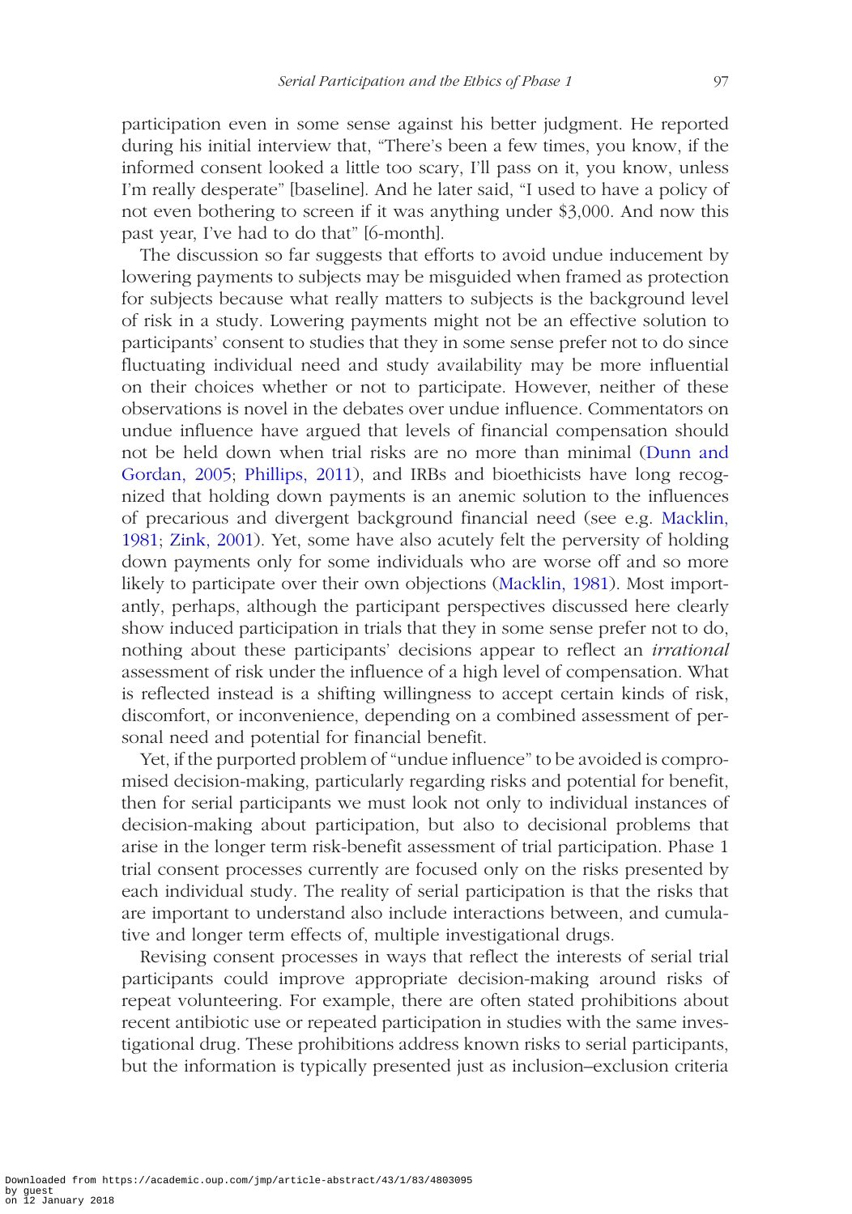participation even in some sense against his better judgment. He reported during his initial interview that, "There's been a few times, you know, if the informed consent looked a little too scary, I'll pass on it, you know, unless I'm really desperate" [baseline]. And he later said, "I used to have a policy of not even bothering to screen if it was anything under $3,000. And now this past year, I've had to do that" [6-month].

The discussion so far suggests that efforts to avoid undue inducement by lowering payments to subjects may be misguided when framed as protection for subjects because what really matters to subjects is the background level of risk in a study. Lowering payments might not be an effective solution to participants' consent to studies that they in some sense prefer not to do since fluctuating individual need and study availability may be more influential on their choices whether or not to participate. However, neither of these observations is novel in the debates over undue influence. Commentators on undue influence have argued that levels of financial compensation should not be held down when trial risks are no more than minimal (Dunn and Gordan, 2005; Phillips, 2011), and IRBs and bioethicists have long recognized that holding down payments is an anemic solution to the influences of precarious and divergent background financial need (see e.g. Macklin, 1981; Zink, 2001). Yet, some have also acutely felt the perversity of holding down payments only for some individuals who are worse off and so more likely to participate over their own objections (Macklin, 1981). Most importantly, perhaps, although the participant perspectives discussed here clearly show induced participation in trials that they in some sense prefer not to do, nothing about these participants' decisions appear to reflect an *irrational* assessment of risk under the influence of a high level of compensation. What is reflected instead is a shifting willingness to accept certain kinds of risk, discomfort, or inconvenience, depending on a combined assessment of personal need and potential for financial benefit.

Yet, if the purported problem of "undue influence" to be avoided is compromised decision-making, particularly regarding risks and potential for benefit, then for serial participants we must look not only to individual instances of decision-making about participation, but also to decisional problems that arise in the longer term risk-benefit assessment of trial participation. Phase 1 trial consent processes currently are focused only on the risks presented by each individual study. The reality of serial participation is that the risks that are important to understand also include interactions between, and cumulative and longer term effects of, multiple investigational drugs.

Revising consent processes in ways that reflect the interests of serial trial participants could improve appropriate decision-making around risks of repeat volunteering. For example, there are often stated prohibitions about recent antibiotic use or repeated participation in studies with the same investigational drug. These prohibitions address known risks to serial participants, but the information is typically presented just as inclusion–exclusion criteria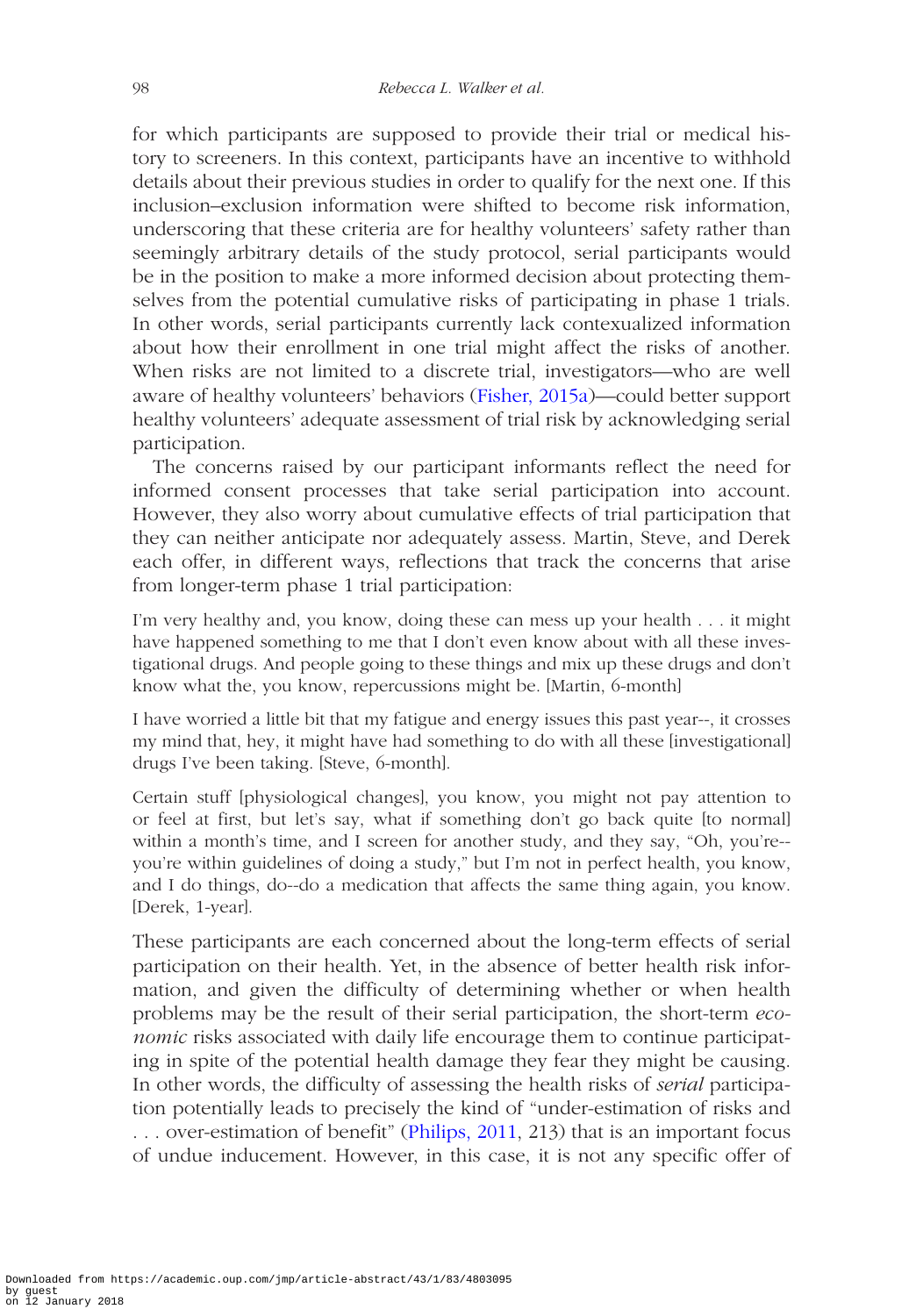for which participants are supposed to provide their trial or medical history to screeners. In this context, participants have an incentive to withhold details about their previous studies in order to qualify for the next one. If this inclusion–exclusion information were shifted to become risk information, underscoring that these criteria are for healthy volunteers' safety rather than seemingly arbitrary details of the study protocol, serial participants would be in the position to make a more informed decision about protecting themselves from the potential cumulative risks of participating in phase 1 trials. In other words, serial participants currently lack contexualized information about how their enrollment in one trial might affect the risks of another. When risks are not limited to a discrete trial, investigators—who are well aware of healthy volunteers' behaviors (Fisher, 2015a)—could better support healthy volunteers' adequate assessment of trial risk by acknowledging serial participation.

The concerns raised by our participant informants reflect the need for informed consent processes that take serial participation into account. However, they also worry about cumulative effects of trial participation that they can neither anticipate nor adequately assess. Martin, Steve, and Derek each offer, in different ways, reflections that track the concerns that arise from longer-term phase 1 trial participation:

> I'm very healthy and, you know, doing these can mess up your health . . . it might have happened something to me that I don't even know about with all these investigational drugs. And people going to these things and mix up these drugs and don't know what the, you know, repercussions might be. [Martin, 6-month]

> I have worried a little bit that my fatigue and energy issues this past year--, it crosses my mind that, hey, it might have had something to do with all these [investigational] drugs I've been taking. [Steve, 6-month].

> Certain stuff [physiological changes], you know, you might not pay attention to or feel at first, but let's say, what if something don't go back quite [to normal] within a month's time, and I screen for another study, and they say, "Oh, you're--you're within guidelines of doing a study," but I'm not in perfect health, you know, and I do things, do--do a medication that affects the same thing again, you know. [Derek, 1-year].

These participants are each concerned about the long-term effects of serial participation on their health. Yet, in the absence of better health risk information, and given the difficulty of determining whether or when health problems may be the result of their serial participation, the short-term *economic* risks associated with daily life encourage them to continue participating in spite of the potential health damage they fear they might be causing. In other words, the difficulty of assessing the health risks of *serial* participation potentially leads to precisely the kind of "under-estimation of risks and . . . over-estimation of benefit" (Philips, 2011, 213) that is an important focus of undue inducement. However, in this case, it is not any specific offer of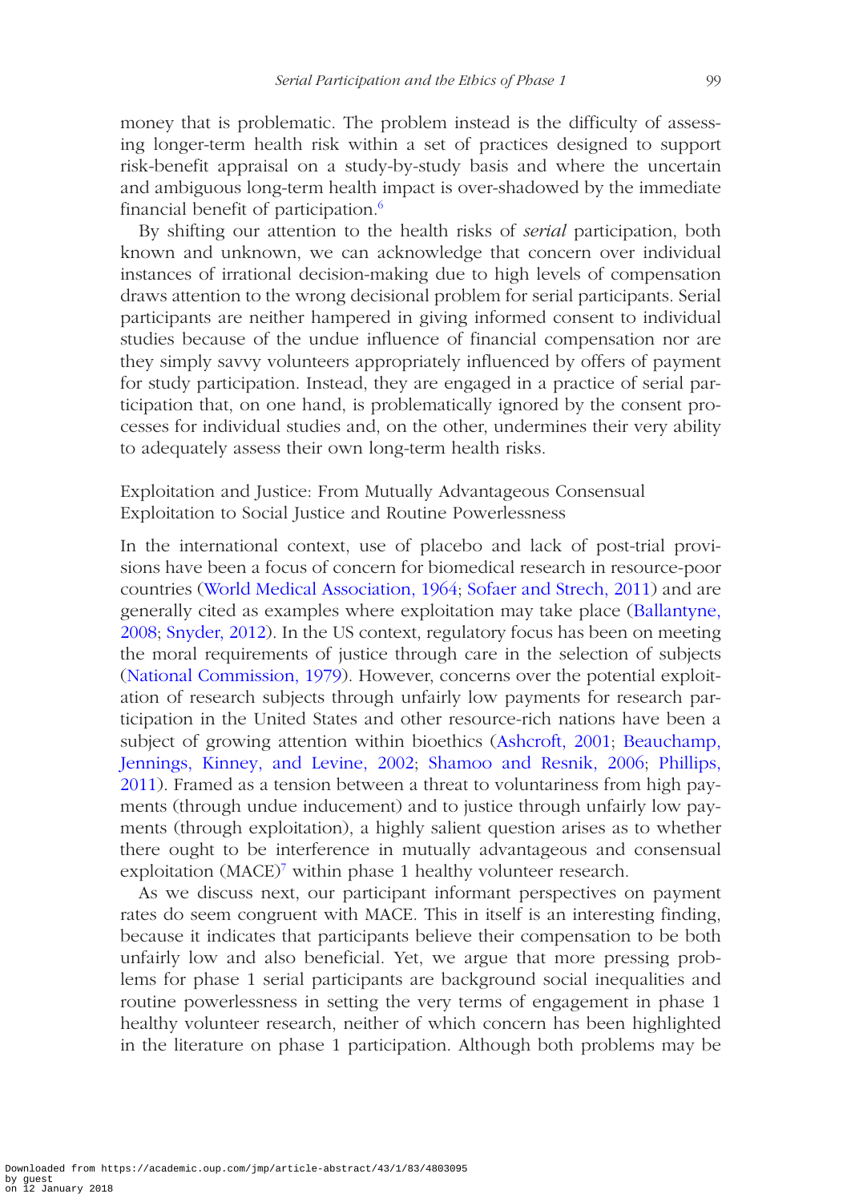money that is problematic. The problem instead is the difficulty of assessing longer-term health risk within a set of practices designed to support risk-benefit appraisal on a study-by-study basis and where the uncertain and ambiguous long-term health impact is over-shadowed by the immediate financial benefit of participation.[6]

By shifting our attention to the health risks of *serial* participation, both known and unknown, we can acknowledge that concern over individual instances of irrational decision-making due to high levels of compensation draws attention to the wrong decisional problem for serial participants. Serial participants are neither hampered in giving informed consent to individual studies because of the undue influence of financial compensation nor are they simply savvy volunteers appropriately influenced by offers of payment for study participation. Instead, they are engaged in a practice of serial participation that, on one hand, is problematically ignored by the consent processes for individual studies and, on the other, undermines their very ability to adequately assess their own long-term health risks.

## Exploitation and Justice: From Mutually Advantageous Consensual Exploitation to Social Justice and Routine Powerlessness

In the international context, use of placebo and lack of post-trial provisions have been a focus of concern for biomedical research in resource-poor countries (World Medical Association, 1964; Sofaer and Strech, 2011) and are generally cited as examples where exploitation may take place (Ballantyne, 2008; Snyder, 2012). In the US context, regulatory focus has been on meeting the moral requirements of justice through care in the selection of subjects (National Commission, 1979). However, concerns over the potential exploitation of research subjects through unfairly low payments for research participation in the United States and other resource-rich nations have been a subject of growing attention within bioethics (Ashcroft, 2001; Beauchamp, Jennings, Kinney, and Levine, 2002; Shamoo and Resnik, 2006; Phillips, 2011). Framed as a tension between a threat to voluntariness from high payments (through undue inducement) and to justice through unfairly low payments (through exploitation), a highly salient question arises as to whether there ought to be interference in mutually advantageous and consensual exploitation (MACE)[7] within phase 1 healthy volunteer research.

As we discuss next, our participant informant perspectives on payment rates do seem congruent with MACE. This in itself is an interesting finding, because it indicates that participants believe their compensation to be both unfairly low and also beneficial. Yet, we argue that more pressing problems for phase 1 serial participants are background social inequalities and routine powerlessness in setting the very terms of engagement in phase 1 healthy volunteer research, neither of which concern has been highlighted in the literature on phase 1 participation. Although both problems may be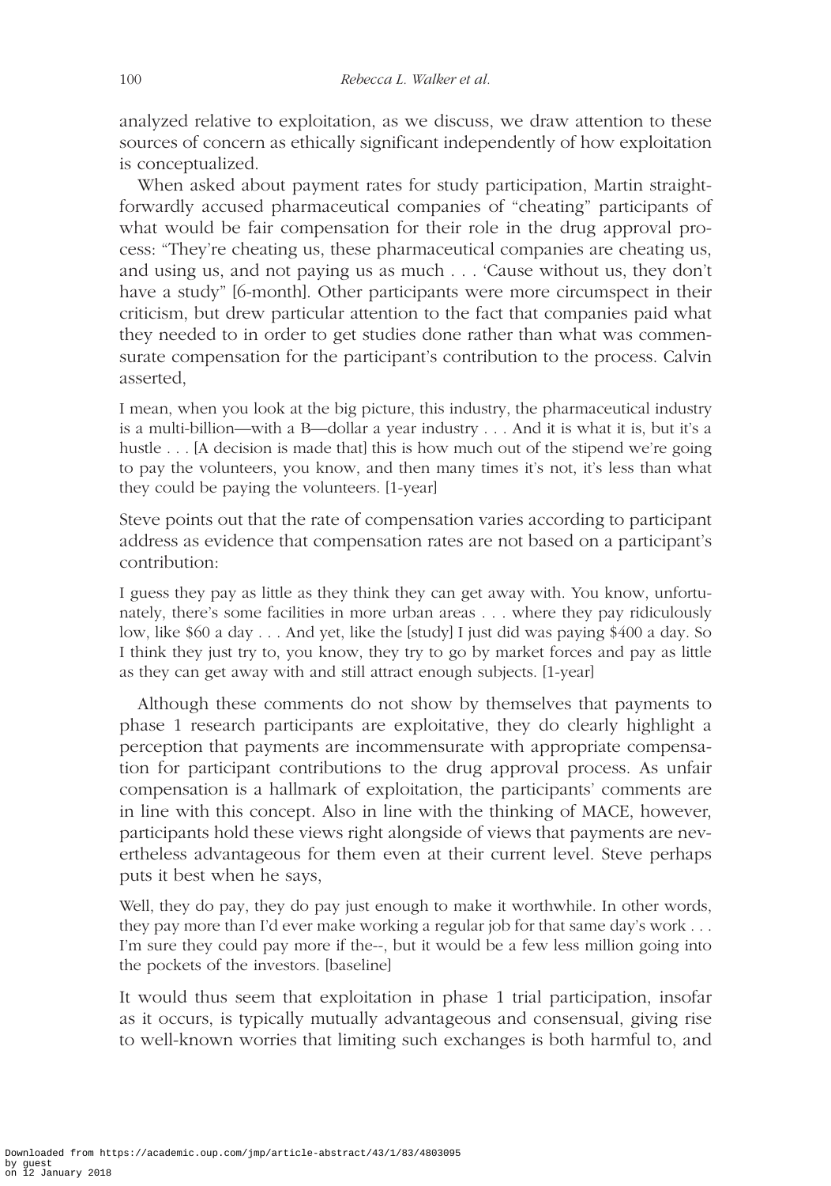analyzed relative to exploitation, as we discuss, we draw attention to these sources of concern as ethically significant independently of how exploitation is conceptualized.

When asked about payment rates for study participation, Martin straightforwardly accused pharmaceutical companies of "cheating" participants of what would be fair compensation for their role in the drug approval process: "They're cheating us, these pharmaceutical companies are cheating us, and using us, and not paying us as much . . . 'Cause without us, they don't have a study" [6-month]. Other participants were more circumspect in their criticism, but drew particular attention to the fact that companies paid what they needed to in order to get studies done rather than what was commensurate compensation for the participant's contribution to the process. Calvin asserted,

> I mean, when you look at the big picture, this industry, the pharmaceutical industry is a multi-billion—with a B—dollar a year industry . . . And it is what it is, but it's a hustle . . . [A decision is made that] this is how much out of the stipend we're going to pay the volunteers, you know, and then many times it's not, it's less than what they could be paying the volunteers. [1-year]

Steve points out that the rate of compensation varies according to participant address as evidence that compensation rates are not based on a participant's contribution:

> I guess they pay as little as they think they can get away with. You know, unfortunately, there's some facilities in more urban areas . . . where they pay ridiculously low, like $60 a day . . . And yet, like the [study] I just did was paying $400 a day. So I think they just try to, you know, they try to go by market forces and pay as little as they can get away with and still attract enough subjects. [1-year]

Although these comments do not show by themselves that payments to phase 1 research participants are exploitative, they do clearly highlight a perception that payments are incommensurate with appropriate compensation for participant contributions to the drug approval process. As unfair compensation is a hallmark of exploitation, the participants' comments are in line with this concept. Also in line with the thinking of MACE, however, participants hold these views right alongside of views that payments are nevertheless advantageous for them even at their current level. Steve perhaps puts it best when he says,

> Well, they do pay, they do pay just enough to make it worthwhile. In other words, they pay more than I'd ever make working a regular job for that same day's work . . . I'm sure they could pay more if the--, but it would be a few less million going into the pockets of the investors. [baseline]

It would thus seem that exploitation in phase 1 trial participation, insofar as it occurs, is typically mutually advantageous and consensual, giving rise to well-known worries that limiting such exchanges is both harmful to, and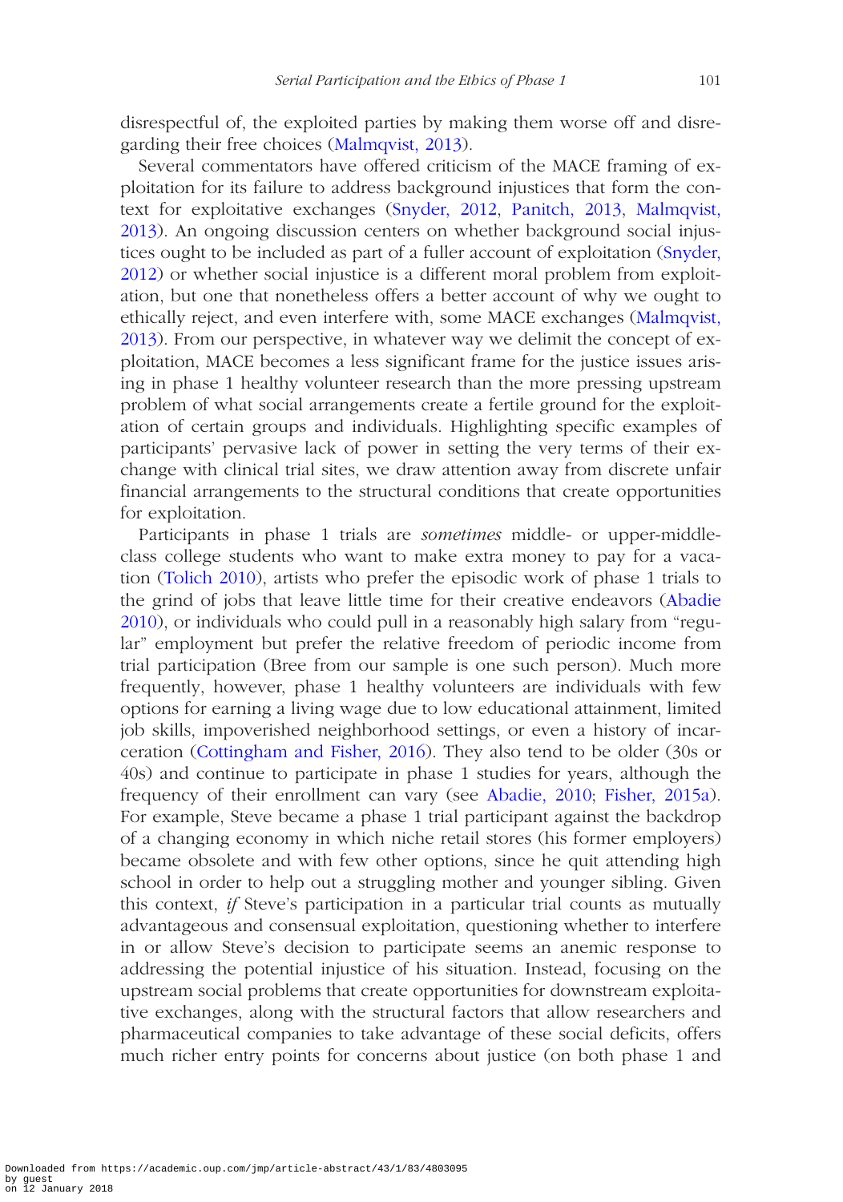disrespectful of, the exploited parties by making them worse off and disregarding their free choices (Malmqvist, 2013).

Several commentators have offered criticism of the MACE framing of exploitation for its failure to address background injustices that form the context for exploitative exchanges (Snyder, 2012, Panitch, 2013, Malmqvist, 2013). An ongoing discussion centers on whether background social injustices ought to be included as part of a fuller account of exploitation (Snyder, 2012) or whether social injustice is a different moral problem from exploitation, but one that nonetheless offers a better account of why we ought to ethically reject, and even interfere with, some MACE exchanges (Malmqvist, 2013). From our perspective, in whatever way we delimit the concept of exploitation, MACE becomes a less significant frame for the justice issues arising in phase 1 healthy volunteer research than the more pressing upstream problem of what social arrangements create a fertile ground for the exploitation of certain groups and individuals. Highlighting specific examples of participants' pervasive lack of power in setting the very terms of their exchange with clinical trial sites, we draw attention away from discrete unfair financial arrangements to the structural conditions that create opportunities for exploitation.

Participants in phase 1 trials are *sometimes* middle- or upper-middle-class college students who want to make extra money to pay for a vacation (Tolich 2010), artists who prefer the episodic work of phase 1 trials to the grind of jobs that leave little time for their creative endeavors (Abadie 2010), or individuals who could pull in a reasonably high salary from "regular" employment but prefer the relative freedom of periodic income from trial participation (Bree from our sample is one such person). Much more frequently, however, phase 1 healthy volunteers are individuals with few options for earning a living wage due to low educational attainment, limited job skills, impoverished neighborhood settings, or even a history of incarceration (Cottingham and Fisher, 2016). They also tend to be older (30s or 40s) and continue to participate in phase 1 studies for years, although the frequency of their enrollment can vary (see Abadie, 2010; Fisher, 2015a). For example, Steve became a phase 1 trial participant against the backdrop of a changing economy in which niche retail stores (his former employers) became obsolete and with few other options, since he quit attending high school in order to help out a struggling mother and younger sibling. Given this context, *if* Steve's participation in a particular trial counts as mutually advantageous and consensual exploitation, questioning whether to interfere in or allow Steve's decision to participate seems an anemic response to addressing the potential injustice of his situation. Instead, focusing on the upstream social problems that create opportunities for downstream exploitative exchanges, along with the structural factors that allow researchers and pharmaceutical companies to take advantage of these social deficits, offers much richer entry points for concerns about justice (on both phase 1 and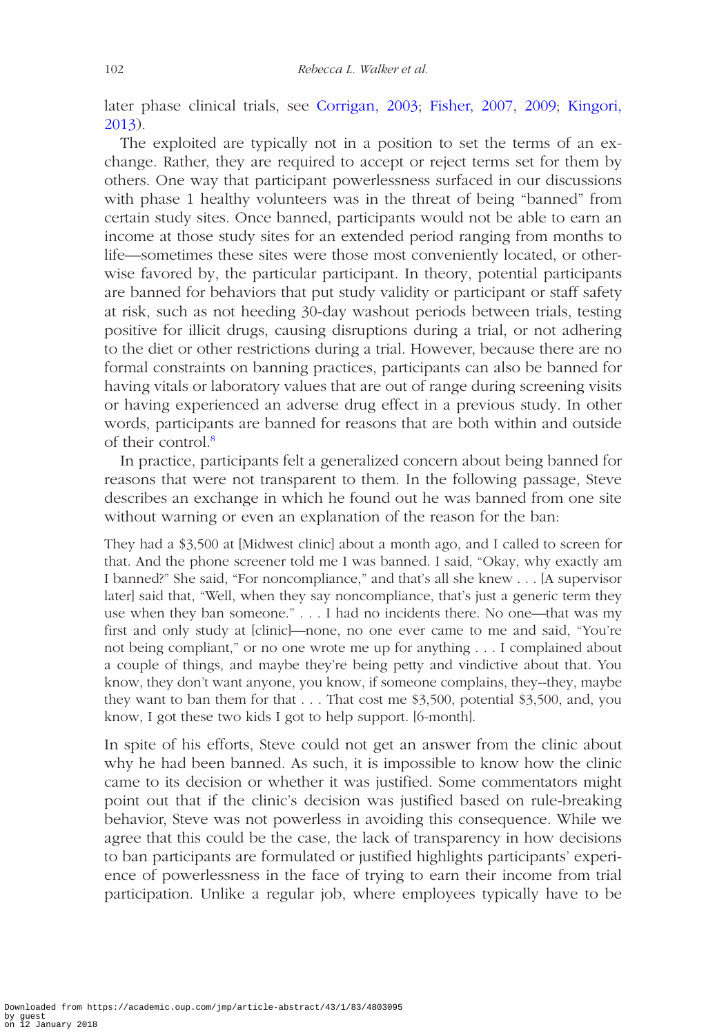later phase clinical trials, see Corrigan, 2003; Fisher, 2007, 2009; Kingori, 2013).

The exploited are typically not in a position to set the terms of an exchange. Rather, they are required to accept or reject terms set for them by others. One way that participant powerlessness surfaced in our discussions with phase 1 healthy volunteers was in the threat of being "banned" from certain study sites. Once banned, participants would not be able to earn an income at those study sites for an extended period ranging from months to life—sometimes these sites were those most conveniently located, or otherwise favored by, the particular participant. In theory, potential participants are banned for behaviors that put study validity or participant or staff safety at risk, such as not heeding 30-day washout periods between trials, testing positive for illicit drugs, causing disruptions during a trial, or not adhering to the diet or other restrictions during a trial. However, because there are no formal constraints on banning practices, participants can also be banned for having vitals or laboratory values that are out of range during screening visits or having experienced an adverse drug effect in a previous study. In other words, participants are banned for reasons that are both within and outside of their control.[8]

In practice, participants felt a generalized concern about being banned for reasons that were not transparent to them. In the following passage, Steve describes an exchange in which he found out he was banned from one site without warning or even an explanation of the reason for the ban:

> They had a $3,500 at [Midwest clinic] about a month ago, and I called to screen for that. And the phone screener told me I was banned. I said, "Okay, why exactly am I banned?" She said, "For noncompliance," and that's all she knew . . . [A supervisor later] said that, "Well, when they say noncompliance, that's just a generic term they use when they ban someone." . . . I had no incidents there. No one—that was my first and only study at [clinic]—none, no one ever came to me and said, "You're not being compliant," or no one wrote me up for anything . . . I complained about a couple of things, and maybe they're being petty and vindictive about that. You know, they don't want anyone, you know, if someone complains, they--they, maybe they want to ban them for that . . . That cost me $3,500, potential $3,500, and, you know, I got these two kids I got to help support. [6-month].

In spite of his efforts, Steve could not get an answer from the clinic about why he had been banned. As such, it is impossible to know how the clinic came to its decision or whether it was justified. Some commentators might point out that if the clinic's decision was justified based on rule-breaking behavior, Steve was not powerless in avoiding this consequence. While we agree that this could be the case, the lack of transparency in how decisions to ban participants are formulated or justified highlights participants' experience of powerlessness in the face of trying to earn their income from trial participation. Unlike a regular job, where employees typically have to be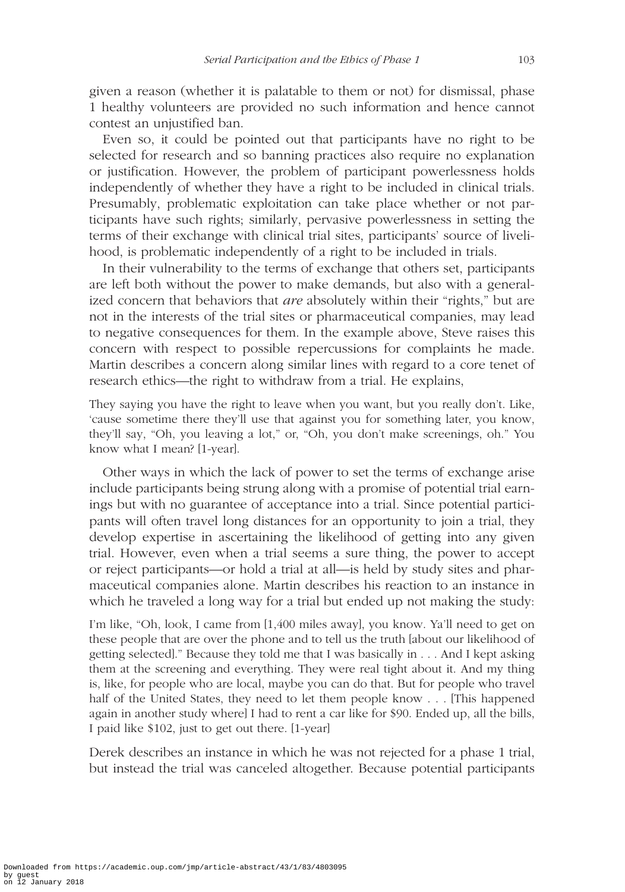given a reason (whether it is palatable to them or not) for dismissal, phase 1 healthy volunteers are provided no such information and hence cannot contest an unjustified ban.

Even so, it could be pointed out that participants have no right to be selected for research and so banning practices also require no explanation or justification. However, the problem of participant powerlessness holds independently of whether they have a right to be included in clinical trials. Presumably, problematic exploitation can take place whether or not participants have such rights; similarly, pervasive powerlessness in setting the terms of their exchange with clinical trial sites, participants' source of livelihood, is problematic independently of a right to be included in trials.

In their vulnerability to the terms of exchange that others set, participants are left both without the power to make demands, but also with a generalized concern that behaviors that *are* absolutely within their "rights," but are not in the interests of the trial sites or pharmaceutical companies, may lead to negative consequences for them. In the example above, Steve raises this concern with respect to possible repercussions for complaints he made. Martin describes a concern along similar lines with regard to a core tenet of research ethics—the right to withdraw from a trial. He explains,

> They saying you have the right to leave when you want, but you really don't. Like, 'cause sometime there they'll use that against you for something later, you know, they'll say, "Oh, you leaving a lot," or, "Oh, you don't make screenings, oh." You know what I mean? [1-year].

Other ways in which the lack of power to set the terms of exchange arise include participants being strung along with a promise of potential trial earnings but with no guarantee of acceptance into a trial. Since potential participants will often travel long distances for an opportunity to join a trial, they develop expertise in ascertaining the likelihood of getting into any given trial. However, even when a trial seems a sure thing, the power to accept or reject participants—or hold a trial at all—is held by study sites and pharmaceutical companies alone. Martin describes his reaction to an instance in which he traveled a long way for a trial but ended up not making the study:

> I'm like, "Oh, look, I came from [1,400 miles away], you know. Ya'll need to get on these people that are over the phone and to tell us the truth [about our likelihood of getting selected]." Because they told me that I was basically in . . . And I kept asking them at the screening and everything. They were real tight about it. And my thing is, like, for people who are local, maybe you can do that. But for people who travel half of the United States, they need to let them people know . . . [This happened again in another study where] I had to rent a car like for $90. Ended up, all the bills, I paid like $102, just to get out there. [1-year]

Derek describes an instance in which he was not rejected for a phase 1 trial, but instead the trial was canceled altogether. Because potential participants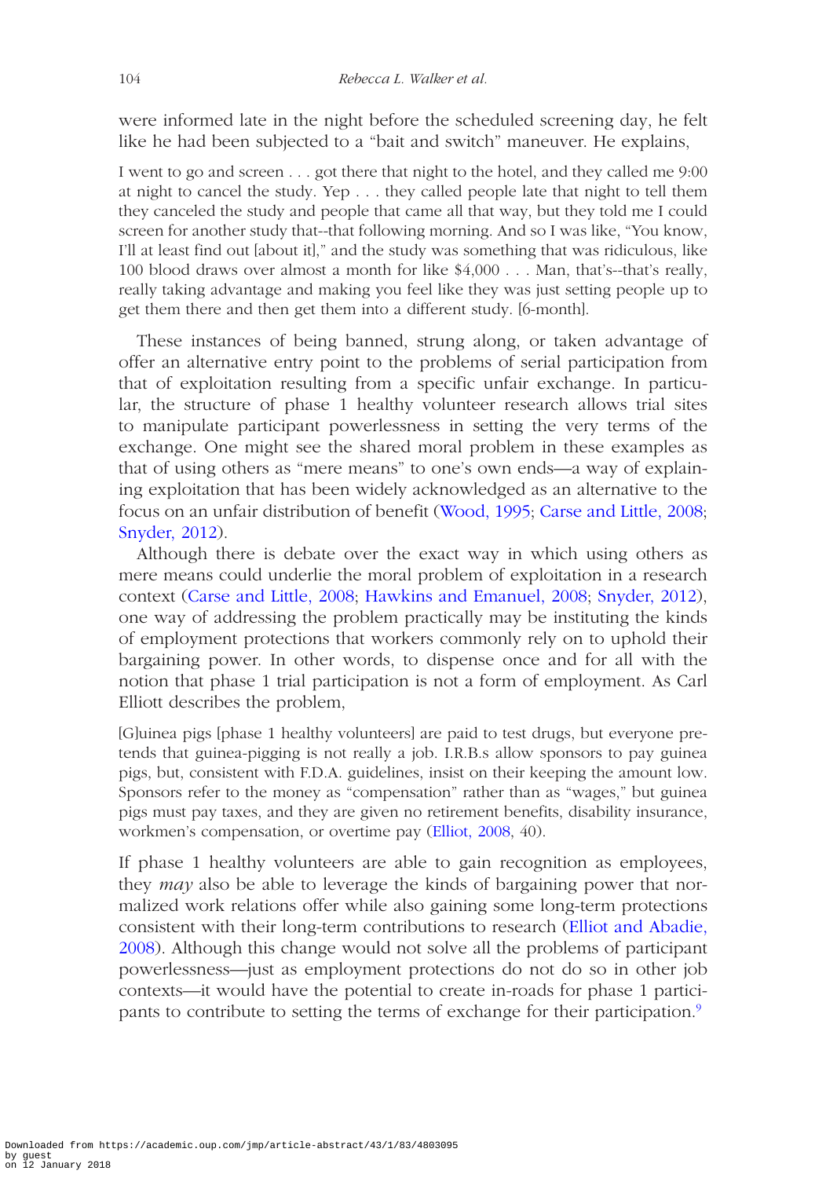were informed late in the night before the scheduled screening day, he felt like he had been subjected to a "bait and switch" maneuver. He explains,

> I went to go and screen . . . got there that night to the hotel, and they called me 9:00 at night to cancel the study. Yep . . . they called people late that night to tell them they canceled the study and people that came all that way, but they told me I could screen for another study that--that following morning. And so I was like, "You know, I'll at least find out [about it]," and the study was something that was ridiculous, like 100 blood draws over almost a month for like $4,000 . . . Man, that's--that's really, really taking advantage and making you feel like they was just setting people up to get them there and then get them into a different study. [6-month].

These instances of being banned, strung along, or taken advantage of offer an alternative entry point to the problems of serial participation from that of exploitation resulting from a specific unfair exchange. In particular, the structure of phase 1 healthy volunteer research allows trial sites to manipulate participant powerlessness in setting the very terms of the exchange. One might see the shared moral problem in these examples as that of using others as "mere means" to one's own ends—a way of explaining exploitation that has been widely acknowledged as an alternative to the focus on an unfair distribution of benefit (Wood, 1995; Carse and Little, 2008; Snyder, 2012).

Although there is debate over the exact way in which using others as mere means could underlie the moral problem of exploitation in a research context (Carse and Little, 2008; Hawkins and Emanuel, 2008; Snyder, 2012), one way of addressing the problem practically may be instituting the kinds of employment protections that workers commonly rely on to uphold their bargaining power. In other words, to dispense once and for all with the notion that phase 1 trial participation is not a form of employment. As Carl Elliott describes the problem,

> [G]uinea pigs [phase 1 healthy volunteers] are paid to test drugs, but everyone pretends that guinea-pigging is not really a job. I.R.B.s allow sponsors to pay guinea pigs, but, consistent with F.D.A. guidelines, insist on their keeping the amount low. Sponsors refer to the money as "compensation" rather than as "wages," but guinea pigs must pay taxes, and they are given no retirement benefits, disability insurance, workmen's compensation, or overtime pay (Elliot, 2008, 40).

If phase 1 healthy volunteers are able to gain recognition as employees, they *may* also be able to leverage the kinds of bargaining power that normalized work relations offer while also gaining some long-term protections consistent with their long-term contributions to research (Elliot and Abadie, 2008). Although this change would not solve all the problems of participant powerlessness—just as employment protections do not do so in other job contexts—it would have the potential to create in-roads for phase 1 participants to contribute to setting the terms of exchange for their participation.[9]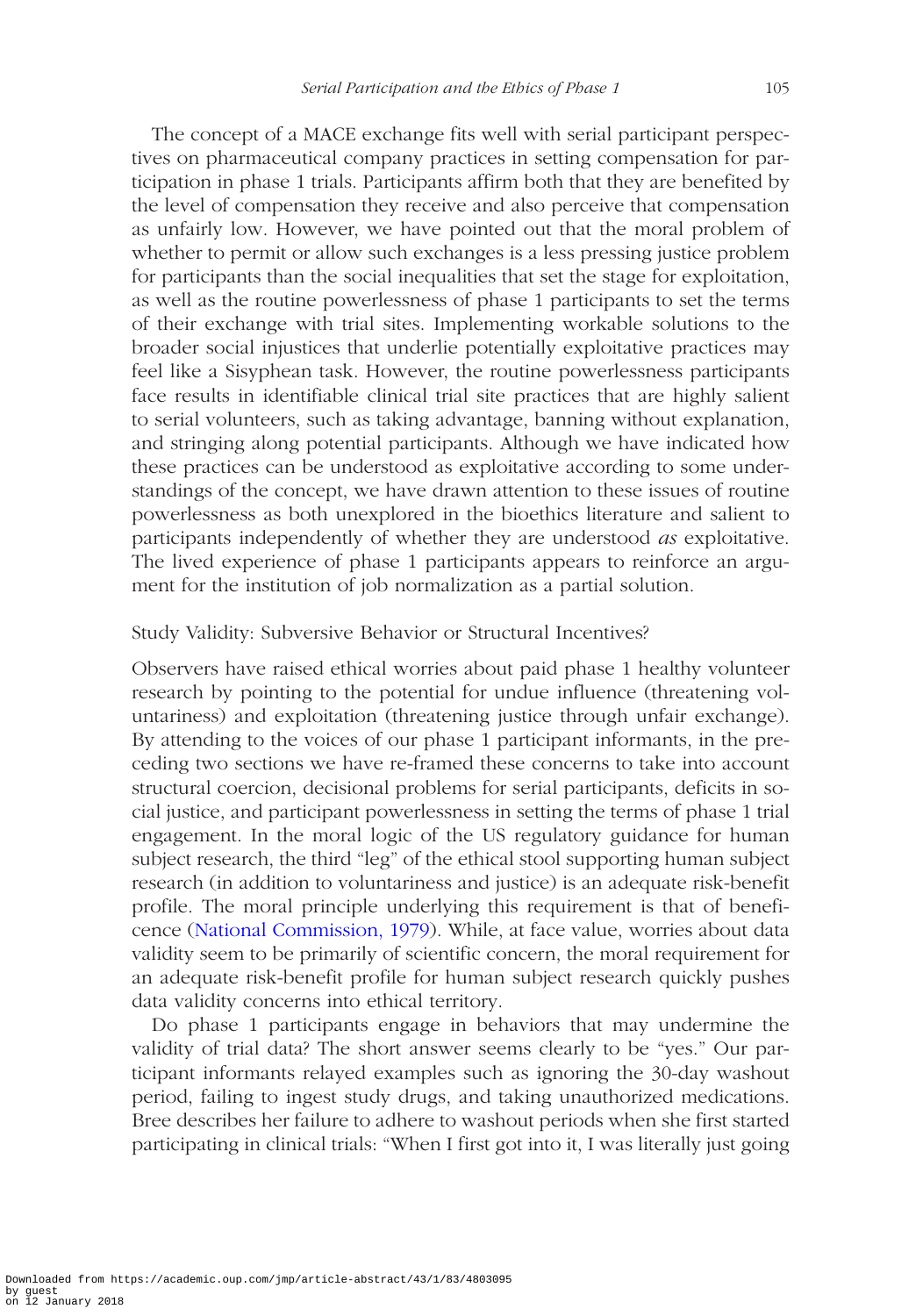The concept of a MACE exchange fits well with serial participant perspectives on pharmaceutical company practices in setting compensation for participation in phase 1 trials. Participants affirm both that they are benefited by the level of compensation they receive and also perceive that compensation as unfairly low. However, we have pointed out that the moral problem of whether to permit or allow such exchanges is a less pressing justice problem for participants than the social inequalities that set the stage for exploitation, as well as the routine powerlessness of phase 1 participants to set the terms of their exchange with trial sites. Implementing workable solutions to the broader social injustices that underlie potentially exploitative practices may feel like a Sisyphean task. However, the routine powerlessness participants face results in identifiable clinical trial site practices that are highly salient to serial volunteers, such as taking advantage, banning without explanation, and stringing along potential participants. Although we have indicated how these practices can be understood as exploitative according to some understandings of the concept, we have drawn attention to these issues of routine powerlessness as both unexplored in the bioethics literature and salient to participants independently of whether they are understood *as* exploitative. The lived experience of phase 1 participants appears to reinforce an argument for the institution of job normalization as a partial solution.

### Study Validity: Subversive Behavior or Structural Incentives?

Observers have raised ethical worries about paid phase 1 healthy volunteer research by pointing to the potential for undue influence (threatening voluntariness) and exploitation (threatening justice through unfair exchange). By attending to the voices of our phase 1 participant informants, in the preceding two sections we have re-framed these concerns to take into account structural coercion, decisional problems for serial participants, deficits in social justice, and participant powerlessness in setting the terms of phase 1 trial engagement. In the moral logic of the US regulatory guidance for human subject research, the third "leg" of the ethical stool supporting human subject research (in addition to voluntariness and justice) is an adequate risk-benefit profile. The moral principle underlying this requirement is that of beneficence (National Commission, 1979). While, at face value, worries about data validity seem to be primarily of scientific concern, the moral requirement for an adequate risk-benefit profile for human subject research quickly pushes data validity concerns into ethical territory.

Do phase 1 participants engage in behaviors that may undermine the validity of trial data? The short answer seems clearly to be "yes." Our participant informants relayed examples such as ignoring the 30-day washout period, failing to ingest study drugs, and taking unauthorized medications. Bree describes her failure to adhere to washout periods when she first started participating in clinical trials: "When I first got into it, I was literally just going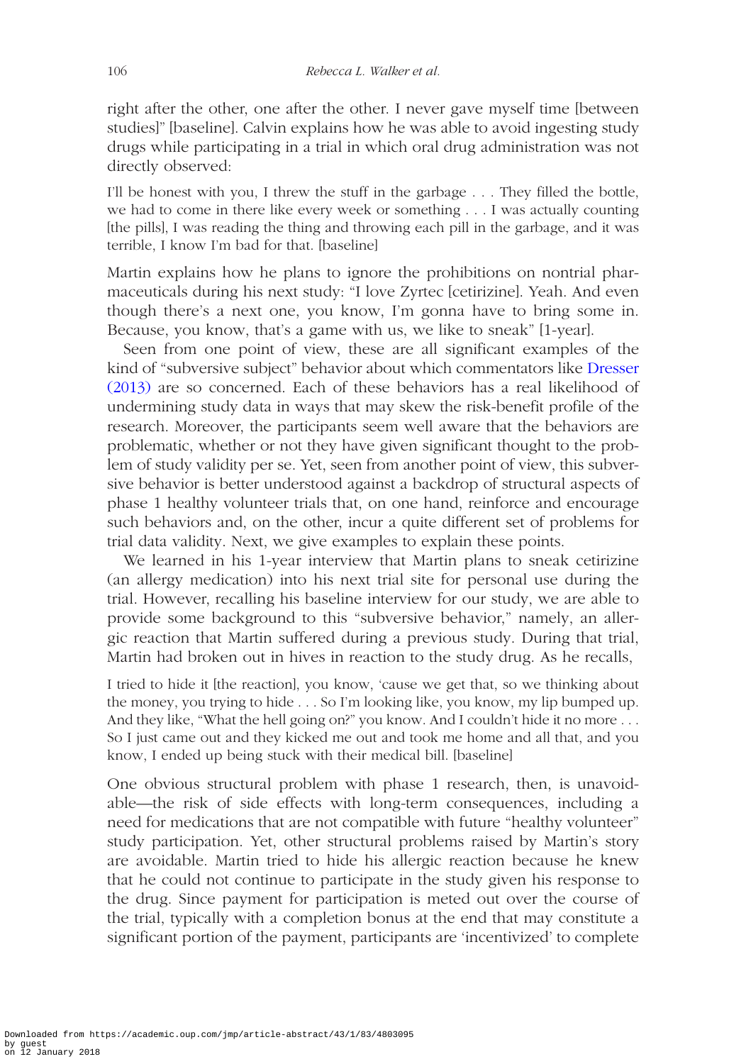right after the other, one after the other. I never gave myself time [between studies]" [baseline]. Calvin explains how he was able to avoid ingesting study drugs while participating in a trial in which oral drug administration was not directly observed:

> I'll be honest with you, I threw the stuff in the garbage . . . They filled the bottle, we had to come in there like every week or something . . . I was actually counting [the pills], I was reading the thing and throwing each pill in the garbage, and it was terrible, I know I'm bad for that. [baseline]

Martin explains how he plans to ignore the prohibitions on nontrial pharmaceuticals during his next study: "I love Zyrtec [cetirizine]. Yeah. And even though there's a next one, you know, I'm gonna have to bring some in. Because, you know, that's a game with us, we like to sneak" [1-year].

Seen from one point of view, these are all significant examples of the kind of "subversive subject" behavior about which commentators like Dresser (2013) are so concerned. Each of these behaviors has a real likelihood of undermining study data in ways that may skew the risk-benefit profile of the research. Moreover, the participants seem well aware that the behaviors are problematic, whether or not they have given significant thought to the problem of study validity per se. Yet, seen from another point of view, this subversive behavior is better understood against a backdrop of structural aspects of phase 1 healthy volunteer trials that, on one hand, reinforce and encourage such behaviors and, on the other, incur a quite different set of problems for trial data validity. Next, we give examples to explain these points.

We learned in his 1-year interview that Martin plans to sneak cetirizine (an allergy medication) into his next trial site for personal use during the trial. However, recalling his baseline interview for our study, we are able to provide some background to this "subversive behavior," namely, an allergic reaction that Martin suffered during a previous study. During that trial, Martin had broken out in hives in reaction to the study drug. As he recalls,

> I tried to hide it [the reaction], you know, 'cause we get that, so we thinking about the money, you trying to hide . . . So I'm looking like, you know, my lip bumped up. And they like, "What the hell going on?" you know. And I couldn't hide it no more . . . So I just came out and they kicked me out and took me home and all that, and you know, I ended up being stuck with their medical bill. [baseline]

One obvious structural problem with phase 1 research, then, is unavoidable—the risk of side effects with long-term consequences, including a need for medications that are not compatible with future "healthy volunteer" study participation. Yet, other structural problems raised by Martin's story are avoidable. Martin tried to hide his allergic reaction because he knew that he could not continue to participate in the study given his response to the drug. Since payment for participation is meted out over the course of the trial, typically with a completion bonus at the end that may constitute a significant portion of the payment, participants are 'incentivized' to complete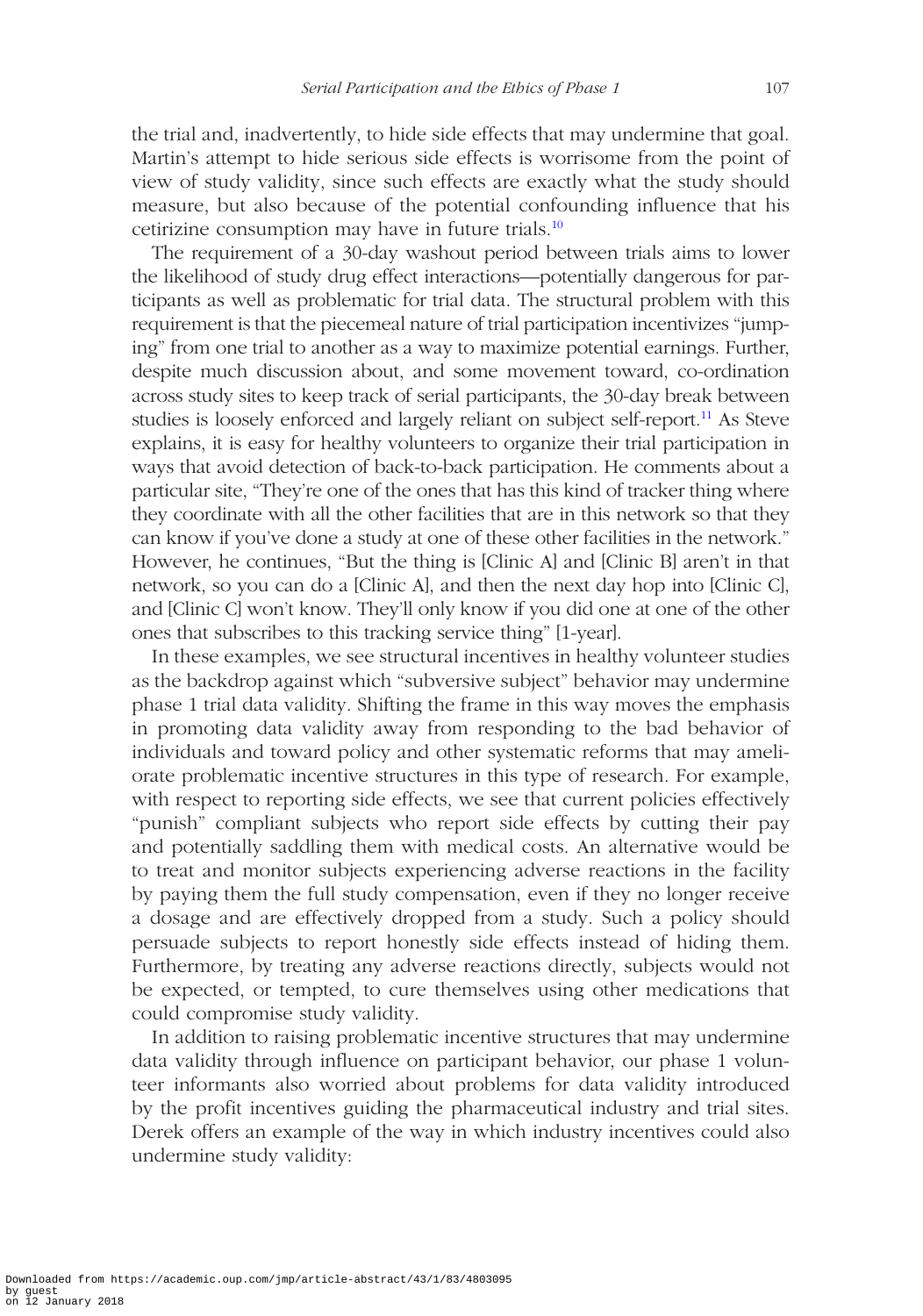the trial and, inadvertently, to hide side effects that may undermine that goal. Martin's attempt to hide serious side effects is worrisome from the point of view of study validity, since such effects are exactly what the study should measure, but also because of the potential confounding influence that his cetirizine consumption may have in future trials.[10]

The requirement of a 30-day washout period between trials aims to lower the likelihood of study drug effect interactions—potentially dangerous for participants as well as problematic for trial data. The structural problem with this requirement is that the piecemeal nature of trial participation incentivizes "jumping" from one trial to another as a way to maximize potential earnings. Further, despite much discussion about, and some movement toward, co-ordination across study sites to keep track of serial participants, the 30-day break between studies is loosely enforced and largely reliant on subject self-report.[11] As Steve explains, it is easy for healthy volunteers to organize their trial participation in ways that avoid detection of back-to-back participation. He comments about a particular site, "They're one of the ones that has this kind of tracker thing where they coordinate with all the other facilities that are in this network so that they can know if you've done a study at one of these other facilities in the network." However, he continues, "But the thing is [Clinic A] and [Clinic B] aren't in that network, so you can do a [Clinic A], and then the next day hop into [Clinic C], and [Clinic C] won't know. They'll only know if you did one at one of the other ones that subscribes to this tracking service thing" [1-year].

In these examples, we see structural incentives in healthy volunteer studies as the backdrop against which "subversive subject" behavior may undermine phase 1 trial data validity. Shifting the frame in this way moves the emphasis in promoting data validity away from responding to the bad behavior of individuals and toward policy and other systematic reforms that may ameliorate problematic incentive structures in this type of research. For example, with respect to reporting side effects, we see that current policies effectively "punish" compliant subjects who report side effects by cutting their pay and potentially saddling them with medical costs. An alternative would be to treat and monitor subjects experiencing adverse reactions in the facility by paying them the full study compensation, even if they no longer receive a dosage and are effectively dropped from a study. Such a policy should persuade subjects to report honestly side effects instead of hiding them. Furthermore, by treating any adverse reactions directly, subjects would not be expected, or tempted, to cure themselves using other medications that could compromise study validity.

In addition to raising problematic incentive structures that may undermine data validity through influence on participant behavior, our phase 1 volunteer informants also worried about problems for data validity introduced by the profit incentives guiding the pharmaceutical industry and trial sites. Derek offers an example of the way in which industry incentives could also undermine study validity: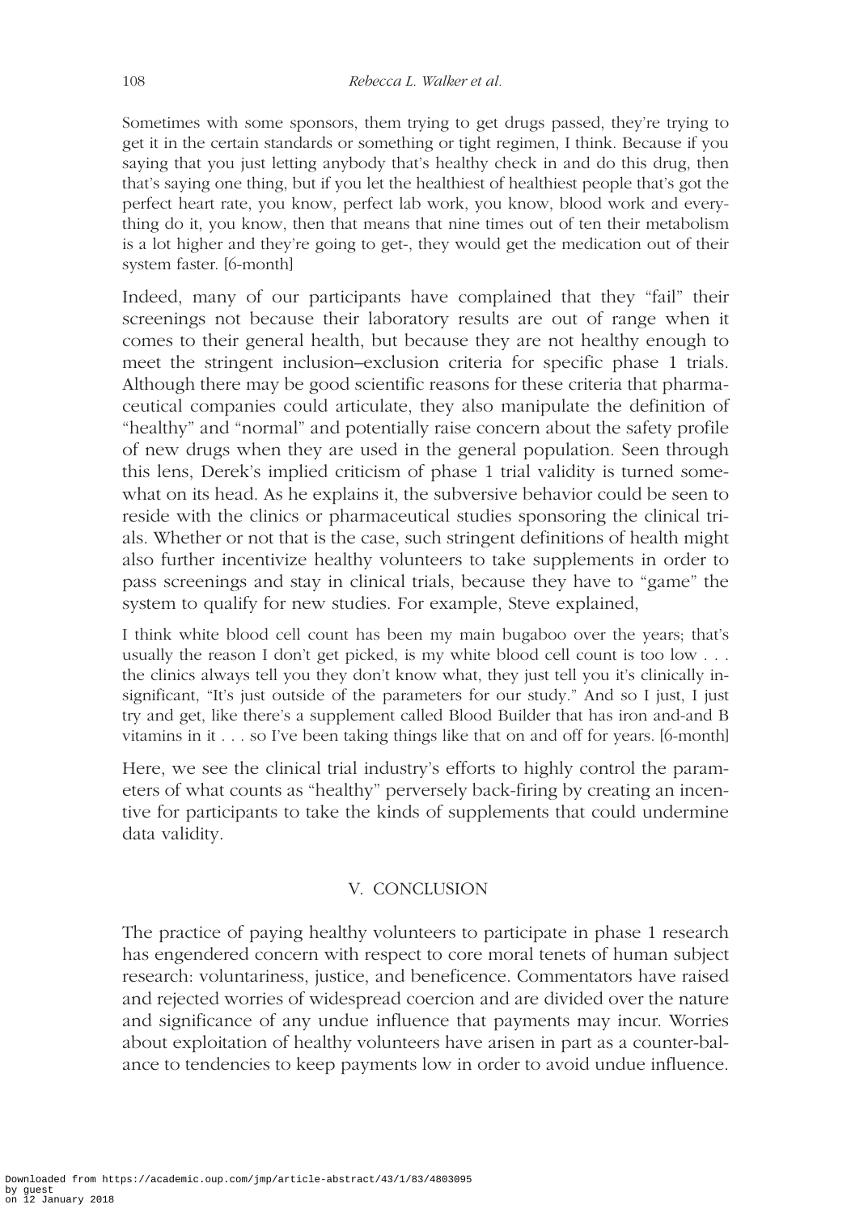> Sometimes with some sponsors, them trying to get drugs passed, they're trying to get it in the certain standards or something or tight regimen, I think. Because if you saying that you just letting anybody that's healthy check in and do this drug, then that's saying one thing, but if you let the healthiest of healthiest people that's got the perfect heart rate, you know, perfect lab work, you know, blood work and everything do it, you know, then that means that nine times out of ten their metabolism is a lot higher and they're going to get-, they would get the medication out of their system faster. [6-month]

Indeed, many of our participants have complained that they "fail" their screenings not because their laboratory results are out of range when it comes to their general health, but because they are not healthy enough to meet the stringent inclusion–exclusion criteria for specific phase 1 trials. Although there may be good scientific reasons for these criteria that pharmaceutical companies could articulate, they also manipulate the definition of "healthy" and "normal" and potentially raise concern about the safety profile of new drugs when they are used in the general population. Seen through this lens, Derek's implied criticism of phase 1 trial validity is turned somewhat on its head. As he explains it, the subversive behavior could be seen to reside with the clinics or pharmaceutical studies sponsoring the clinical trials. Whether or not that is the case, such stringent definitions of health might also further incentivize healthy volunteers to take supplements in order to pass screenings and stay in clinical trials, because they have to "game" the system to qualify for new studies. For example, Steve explained,

> I think white blood cell count has been my main bugaboo over the years; that's usually the reason I don't get picked, is my white blood cell count is too low . . . the clinics always tell you they don't know what, they just tell you it's clinically insignificant, "It's just outside of the parameters for our study." And so I just, I just try and get, like there's a supplement called Blood Builder that has iron and-and B vitamins in it . . . so I've been taking things like that on and off for years. [6-month]

Here, we see the clinical trial industry's efforts to highly control the parameters of what counts as "healthy" perversely back-firing by creating an incentive for participants to take the kinds of supplements that could undermine data validity.

## V. CONCLUSION

The practice of paying healthy volunteers to participate in phase 1 research has engendered concern with respect to core moral tenets of human subject research: voluntariness, justice, and beneficence. Commentators have raised and rejected worries of widespread coercion and are divided over the nature and significance of any undue influence that payments may incur. Worries about exploitation of healthy volunteers have arisen in part as a counter-balance to tendencies to keep payments low in order to avoid undue influence.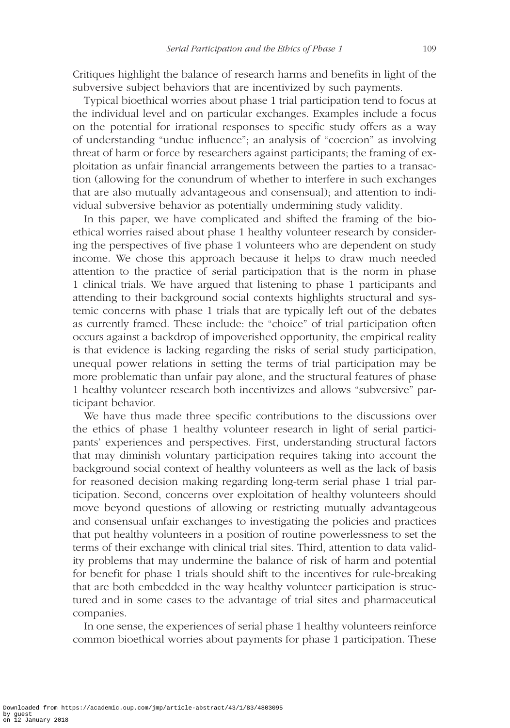Critiques highlight the balance of research harms and benefits in light of the subversive subject behaviors that are incentivized by such payments.

Typical bioethical worries about phase 1 trial participation tend to focus at the individual level and on particular exchanges. Examples include a focus on the potential for irrational responses to specific study offers as a way of understanding "undue influence"; an analysis of "coercion" as involving threat of harm or force by researchers against participants; the framing of exploitation as unfair financial arrangements between the parties to a transaction (allowing for the conundrum of whether to interfere in such exchanges that are also mutually advantageous and consensual); and attention to individual subversive behavior as potentially undermining study validity.

In this paper, we have complicated and shifted the framing of the bioethical worries raised about phase 1 healthy volunteer research by considering the perspectives of five phase 1 volunteers who are dependent on study income. We chose this approach because it helps to draw much needed attention to the practice of serial participation that is the norm in phase 1 clinical trials. We have argued that listening to phase 1 participants and attending to their background social contexts highlights structural and systemic concerns with phase 1 trials that are typically left out of the debates as currently framed. These include: the "choice" of trial participation often occurs against a backdrop of impoverished opportunity, the empirical reality is that evidence is lacking regarding the risks of serial study participation, unequal power relations in setting the terms of trial participation may be more problematic than unfair pay alone, and the structural features of phase 1 healthy volunteer research both incentivizes and allows "subversive" participant behavior.

We have thus made three specific contributions to the discussions over the ethics of phase 1 healthy volunteer research in light of serial participants' experiences and perspectives. First, understanding structural factors that may diminish voluntary participation requires taking into account the background social context of healthy volunteers as well as the lack of basis for reasoned decision making regarding long-term serial phase 1 trial participation. Second, concerns over exploitation of healthy volunteers should move beyond questions of allowing or restricting mutually advantageous and consensual unfair exchanges to investigating the policies and practices that put healthy volunteers in a position of routine powerlessness to set the terms of their exchange with clinical trial sites. Third, attention to data validity problems that may undermine the balance of risk of harm and potential for benefit for phase 1 trials should shift to the incentives for rule-breaking that are both embedded in the way healthy volunteer participation is structured and in some cases to the advantage of trial sites and pharmaceutical companies.

In one sense, the experiences of serial phase 1 healthy volunteers reinforce common bioethical worries about payments for phase 1 participation. These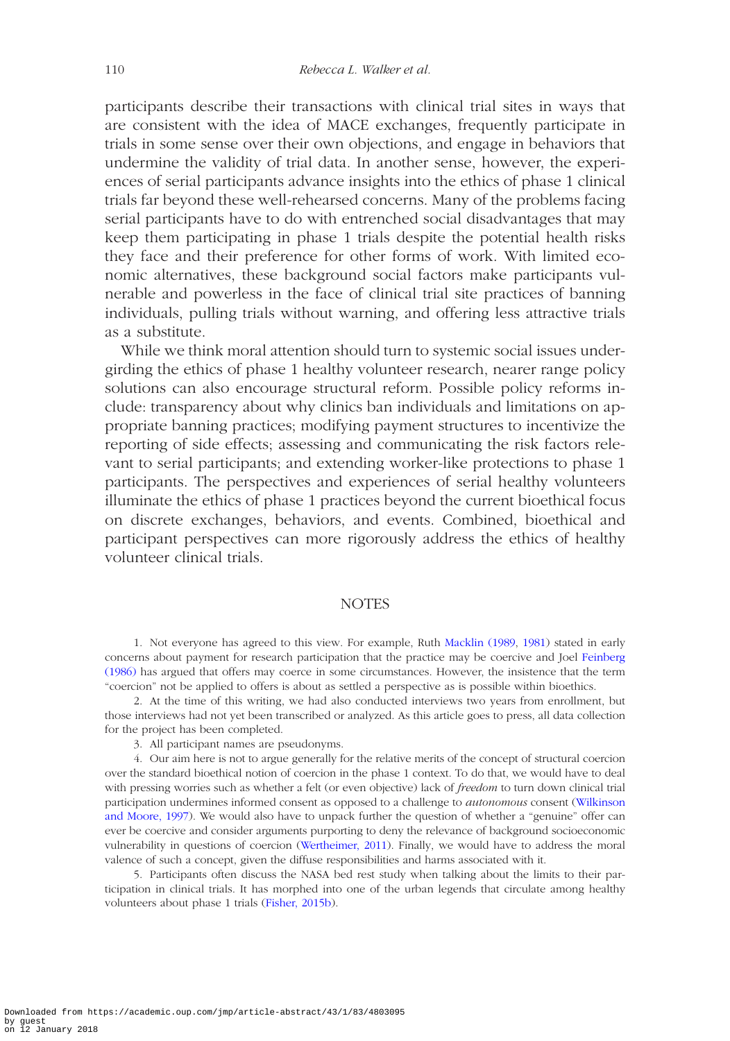participants describe their transactions with clinical trial sites in ways that are consistent with the idea of MACE exchanges, frequently participate in trials in some sense over their own objections, and engage in behaviors that undermine the validity of trial data. In another sense, however, the experiences of serial participants advance insights into the ethics of phase 1 clinical trials far beyond these well-rehearsed concerns. Many of the problems facing serial participants have to do with entrenched social disadvantages that may keep them participating in phase 1 trials despite the potential health risks they face and their preference for other forms of work. With limited economic alternatives, these background social factors make participants vulnerable and powerless in the face of clinical trial site practices of banning individuals, pulling trials without warning, and offering less attractive trials as a substitute.

While we think moral attention should turn to systemic social issues undergirding the ethics of phase 1 healthy volunteer research, nearer range policy solutions can also encourage structural reform. Possible policy reforms include: transparency about why clinics ban individuals and limitations on appropriate banning practices; modifying payment structures to incentivize the reporting of side effects; assessing and communicating the risk factors relevant to serial participants; and extending worker-like protections to phase 1 participants. The perspectives and experiences of serial healthy volunteers illuminate the ethics of phase 1 practices beyond the current bioethical focus on discrete exchanges, behaviors, and events. Combined, bioethical and participant perspectives can more rigorously address the ethics of healthy volunteer clinical trials.

## NOTES

1. Not everyone has agreed to this view. For example, Ruth Macklin (1989, 1981) stated in early concerns about payment for research participation that the practice may be coercive and Joel Feinberg (1986) has argued that offers may coerce in some circumstances. However, the insistence that the term "coercion" not be applied to offers is about as settled a perspective as is possible within bioethics.

2. At the time of this writing, we had also conducted interviews two years from enrollment, but those interviews had not yet been transcribed or analyzed. As this article goes to press, all data collection for the project has been completed.

3. All participant names are pseudonyms.

4. Our aim here is not to argue generally for the relative merits of the concept of structural coercion over the standard bioethical notion of coercion in the phase 1 context. To do that, we would have to deal with pressing worries such as whether a felt (or even objective) lack of *freedom* to turn down clinical trial participation undermines informed consent as opposed to a challenge to *autonomous* consent (Wilkinson and Moore, 1997). We would also have to unpack further the question of whether a "genuine" offer can ever be coercive and consider arguments purporting to deny the relevance of background socioeconomic vulnerability in questions of coercion (Wertheimer, 2011). Finally, we would have to address the moral valence of such a concept, given the diffuse responsibilities and harms associated with it.

5. Participants often discuss the NASA bed rest study when talking about the limits to their participation in clinical trials. It has morphed into one of the urban legends that circulate among healthy volunteers about phase 1 trials (Fisher, 2015b).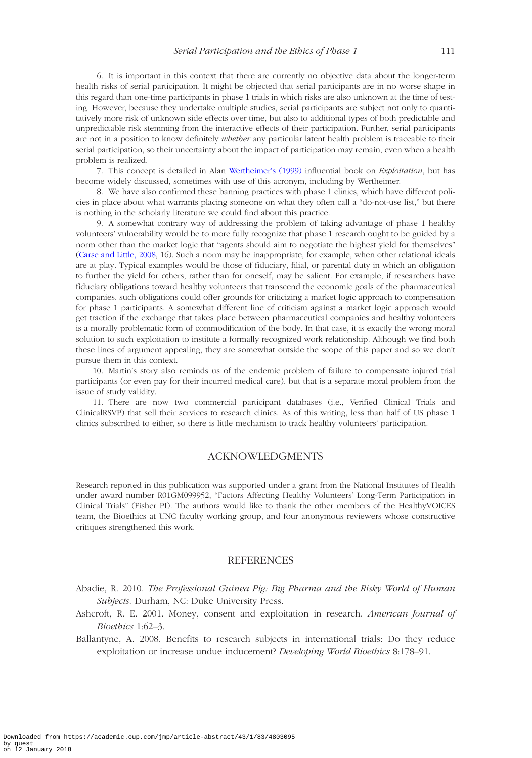6. It is important in this context that there are currently no objective data about the longer-term health risks of serial participation. It might be objected that serial participants are in no worse shape in this regard than one-time participants in phase 1 trials in which risks are also unknown at the time of testing. However, because they undertake multiple studies, serial participants are subject not only to quantitatively more risk of unknown side effects over time, but also to additional types of both predictable and unpredictable risk stemming from the interactive effects of their participation. Further, serial participants are not in a position to know definitely *whether* any particular latent health problem is traceable to their serial participation, so their uncertainty about the impact of participation may remain, even when a health problem is realized.

7. This concept is detailed in Alan Wertheimer's (1999) influential book on *Exploitation*, but has become widely discussed, sometimes with use of this acronym, including by Wertheimer.

8. We have also confirmed these banning practices with phase 1 clinics, which have different policies in place about what warrants placing someone on what they often call a "do-not-use list," but there is nothing in the scholarly literature we could find about this practice.

9. A somewhat contrary way of addressing the problem of taking advantage of phase 1 healthy volunteers' vulnerability would be to more fully recognize that phase 1 research ought to be guided by a norm other than the market logic that "agents should aim to negotiate the highest yield for themselves" (Carse and Little, 2008, 16). Such a norm may be inappropriate, for example, when other relational ideals are at play. Typical examples would be those of fiduciary, filial, or parental duty in which an obligation to further the yield for others, rather than for oneself, may be salient. For example, if researchers have fiduciary obligations toward healthy volunteers that transcend the economic goals of the pharmaceutical companies, such obligations could offer grounds for criticizing a market logic approach to compensation for phase 1 participants. A somewhat different line of criticism against a market logic approach would get traction if the exchange that takes place between pharmaceutical companies and healthy volunteers is a morally problematic form of commodification of the body. In that case, it is exactly the wrong moral solution to such exploitation to institute a formally recognized work relationship. Although we find both these lines of argument appealing, they are somewhat outside the scope of this paper and so we don't pursue them in this context.

10. Martin's story also reminds us of the endemic problem of failure to compensate injured trial participants (or even pay for their incurred medical care), but that is a separate moral problem from the issue of study validity.

11. There are now two commercial participant databases (i.e., Verified Clinical Trials and ClinicalRSVP) that sell their services to research clinics. As of this writing, less than half of US phase 1 clinics subscribed to either, so there is little mechanism to track healthy volunteers' participation.

## ACKNOWLEDGMENTS

Research reported in this publication was supported under a grant from the National Institutes of Health under award number R01GM099952, "Factors Affecting Healthy Volunteers' Long-Term Participation in Clinical Trials" (Fisher PI). The authors would like to thank the other members of the HealthyVOICES team, the Bioethics at UNC faculty working group, and four anonymous reviewers whose constructive critiques strengthened this work.

## REFERENCES

Abadie, R. 2010. *The Professional Guinea Pig: Big Pharma and the Risky World of Human Subjects*. Durham, NC: Duke University Press.

Ashcroft, R. E. 2001. Money, consent and exploitation in research. *American Journal of Bioethics* 1:62–3.

Ballantyne, A. 2008. Benefits to research subjects in international trials: Do they reduce exploitation or increase undue inducement? *Developing World Bioethics* 8:178–91.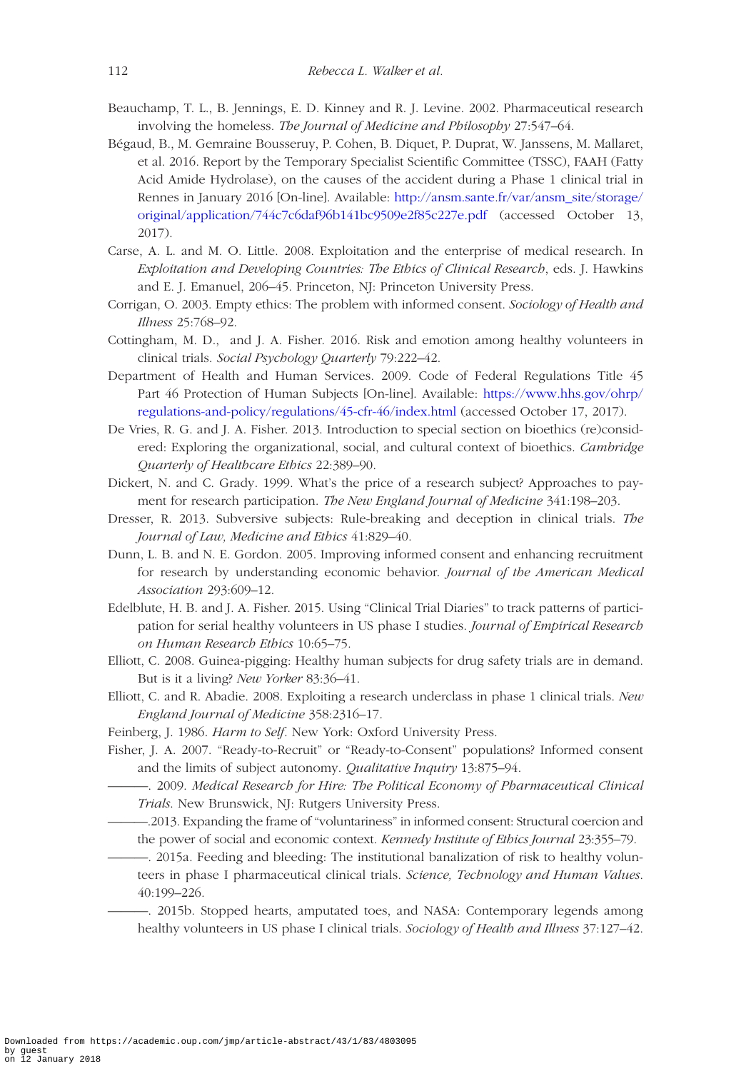Beauchamp, T. L., B. Jennings, E. D. Kinney and R. J. Levine. 2002. Pharmaceutical research involving the homeless. *The Journal of Medicine and Philosophy* 27:547–64.

Bégaud, B., M. Gemraine Bousseruy, P. Cohen, B. Diquet, P. Duprat, W. Janssens, M. Mallaret, et al. 2016. Report by the Temporary Specialist Scientific Committee (TSSC), FAAH (Fatty Acid Amide Hydrolase), on the causes of the accident during a Phase 1 clinical trial in Rennes in January 2016 [On-line]. Available: http://ansm.sante.fr/var/ansm_site/storage/original/application/744c7c6daf96b141bc9509e2f85c227e.pdf (accessed October 13, 2017).

Carse, A. L. and M. O. Little. 2008. Exploitation and the enterprise of medical research. In *Exploitation and Developing Countries: The Ethics of Clinical Research*, eds. J. Hawkins and E. J. Emanuel, 206–45. Princeton, NJ: Princeton University Press.

Corrigan, O. 2003. Empty ethics: The problem with informed consent. *Sociology of Health and Illness* 25:768–92.

Cottingham, M. D., and J. A. Fisher. 2016. Risk and emotion among healthy volunteers in clinical trials. *Social Psychology Quarterly* 79:222–42.

Department of Health and Human Services. 2009. Code of Federal Regulations Title 45 Part 46 Protection of Human Subjects [On-line]. Available: https://www.hhs.gov/ohrp/regulations-and-policy/regulations/45-cfr-46/index.html (accessed October 17, 2017).

De Vries, R. G. and J. A. Fisher. 2013. Introduction to special section on bioethics (re)considered: Exploring the organizational, social, and cultural context of bioethics. *Cambridge Quarterly of Healthcare Ethics* 22:389–90.

Dickert, N. and C. Grady. 1999. What's the price of a research subject? Approaches to payment for research participation. *The New England Journal of Medicine* 341:198–203.

Dresser, R. 2013. Subversive subjects: Rule-breaking and deception in clinical trials. *The Journal of Law, Medicine and Ethics* 41:829–40.

Dunn, L. B. and N. E. Gordon. 2005. Improving informed consent and enhancing recruitment for research by understanding economic behavior. *Journal of the American Medical Association* 293:609–12.

Edelblute, H. B. and J. A. Fisher. 2015. Using "Clinical Trial Diaries" to track patterns of participation for serial healthy volunteers in US phase I studies. *Journal of Empirical Research on Human Research Ethics* 10:65–75.

Elliott, C. 2008. Guinea-pigging: Healthy human subjects for drug safety trials are in demand. But is it a living? *New Yorker* 83:36–41.

Elliott, C. and R. Abadie. 2008. Exploiting a research underclass in phase 1 clinical trials. *New England Journal of Medicine* 358:2316–17.

Feinberg, J. 1986. *Harm to Self*. New York: Oxford University Press.

Fisher, J. A. 2007. "Ready-to-Recruit" or "Ready-to-Consent" populations? Informed consent and the limits of subject autonomy. *Qualitative Inquiry* 13:875–94.

———. 2009. *Medical Research for Hire: The Political Economy of Pharmaceutical Clinical Trials*. New Brunswick, NJ: Rutgers University Press.

———.2013. Expanding the frame of "voluntariness" in informed consent: Structural coercion and the power of social and economic context. *Kennedy Institute of Ethics Journal* 23:355–79.

———. 2015a. Feeding and bleeding: The institutional banalization of risk to healthy volunteers in phase I pharmaceutical clinical trials. *Science, Technology and Human Values*. 40:199–226.

———. 2015b. Stopped hearts, amputated toes, and NASA: Contemporary legends among healthy volunteers in US phase I clinical trials. *Sociology of Health and Illness* 37:127–42.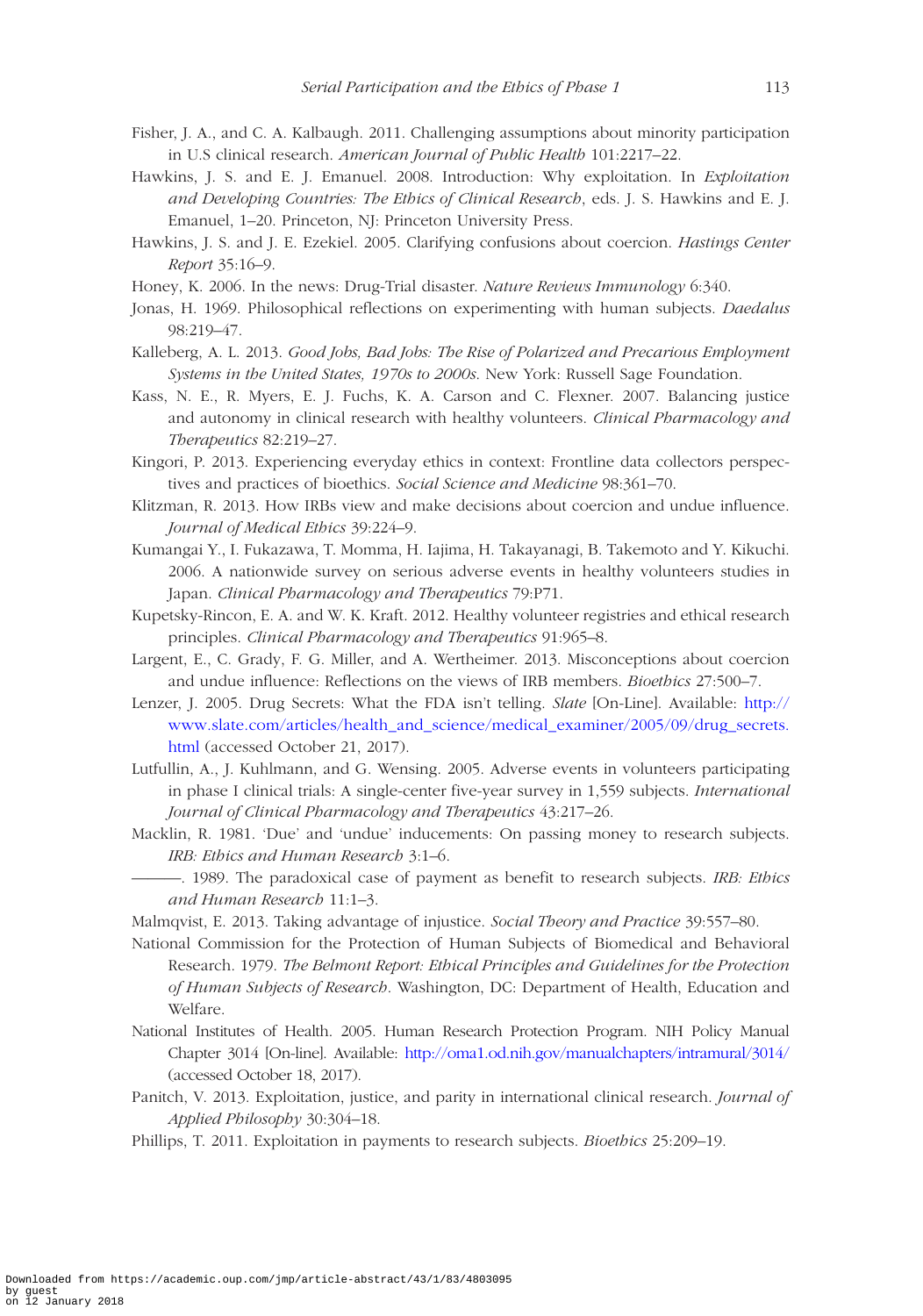Fisher, J. A., and C. A. Kalbaugh. 2011. Challenging assumptions about minority participation in U.S clinical research. *American Journal of Public Health* 101:2217–22.

Hawkins, J. S. and E. J. Emanuel. 2008. Introduction: Why exploitation. In *Exploitation and Developing Countries: The Ethics of Clinical Research*, eds. J. S. Hawkins and E. J. Emanuel, 1–20. Princeton, NJ: Princeton University Press.

Hawkins, J. S. and J. E. Ezekiel. 2005. Clarifying confusions about coercion. *Hastings Center Report* 35:16–9.

Honey, K. 2006. In the news: Drug-Trial disaster. *Nature Reviews Immunology* 6:340.

Jonas, H. 1969. Philosophical reflections on experimenting with human subjects. *Daedalus* 98:219–47.

Kalleberg, A. L. 2013. *Good Jobs, Bad Jobs: The Rise of Polarized and Precarious Employment Systems in the United States, 1970s to 2000s*. New York: Russell Sage Foundation.

Kass, N. E., R. Myers, E. J. Fuchs, K. A. Carson and C. Flexner. 2007. Balancing justice and autonomy in clinical research with healthy volunteers. *Clinical Pharmacology and Therapeutics* 82:219–27.

Kingori, P. 2013. Experiencing everyday ethics in context: Frontline data collectors perspectives and practices of bioethics. *Social Science and Medicine* 98:361–70.

Klitzman, R. 2013. How IRBs view and make decisions about coercion and undue influence. *Journal of Medical Ethics* 39:224–9.

Kumangai Y., I. Fukazawa, T. Momma, H. Iajima, H. Takayanagi, B. Takemoto and Y. Kikuchi. 2006. A nationwide survey on serious adverse events in healthy volunteers studies in Japan. *Clinical Pharmacology and Therapeutics* 79:P71.

Kupetsky-Rincon, E. A. and W. K. Kraft. 2012. Healthy volunteer registries and ethical research principles. *Clinical Pharmacology and Therapeutics* 91:965–8.

Largent, E., C. Grady, F. G. Miller, and A. Wertheimer. 2013. Misconceptions about coercion and undue influence: Reflections on the views of IRB members. *Bioethics* 27:500–7.

Lenzer, J. 2005. Drug Secrets: What the FDA isn't telling. *Slate* [On-Line]. Available: http://www.slate.com/articles/health_and_science/medical_examiner/2005/09/drug_secrets.html (accessed October 21, 2017).

Lutfullin, A., J. Kuhlmann, and G. Wensing. 2005. Adverse events in volunteers participating in phase I clinical trials: A single-center five-year survey in 1,559 subjects. *International Journal of Clinical Pharmacology and Therapeutics* 43:217–26.

Macklin, R. 1981. 'Due' and 'undue' inducements: On passing money to research subjects. *IRB: Ethics and Human Research* 3:1–6.

———. 1989. The paradoxical case of payment as benefit to research subjects. *IRB: Ethics and Human Research* 11:1–3.

Malmqvist, E. 2013. Taking advantage of injustice. *Social Theory and Practice* 39:557–80.

National Commission for the Protection of Human Subjects of Biomedical and Behavioral Research. 1979. *The Belmont Report: Ethical Principles and Guidelines for the Protection of Human Subjects of Research*. Washington, DC: Department of Health, Education and Welfare.

National Institutes of Health. 2005. Human Research Protection Program. NIH Policy Manual Chapter 3014 [On-line]. Available: http://oma1.od.nih.gov/manualchapters/intramural/3014/ (accessed October 18, 2017).

Panitch, V. 2013. Exploitation, justice, and parity in international clinical research. *Journal of Applied Philosophy* 30:304–18.

Phillips, T. 2011. Exploitation in payments to research subjects. *Bioethics* 25:209–19.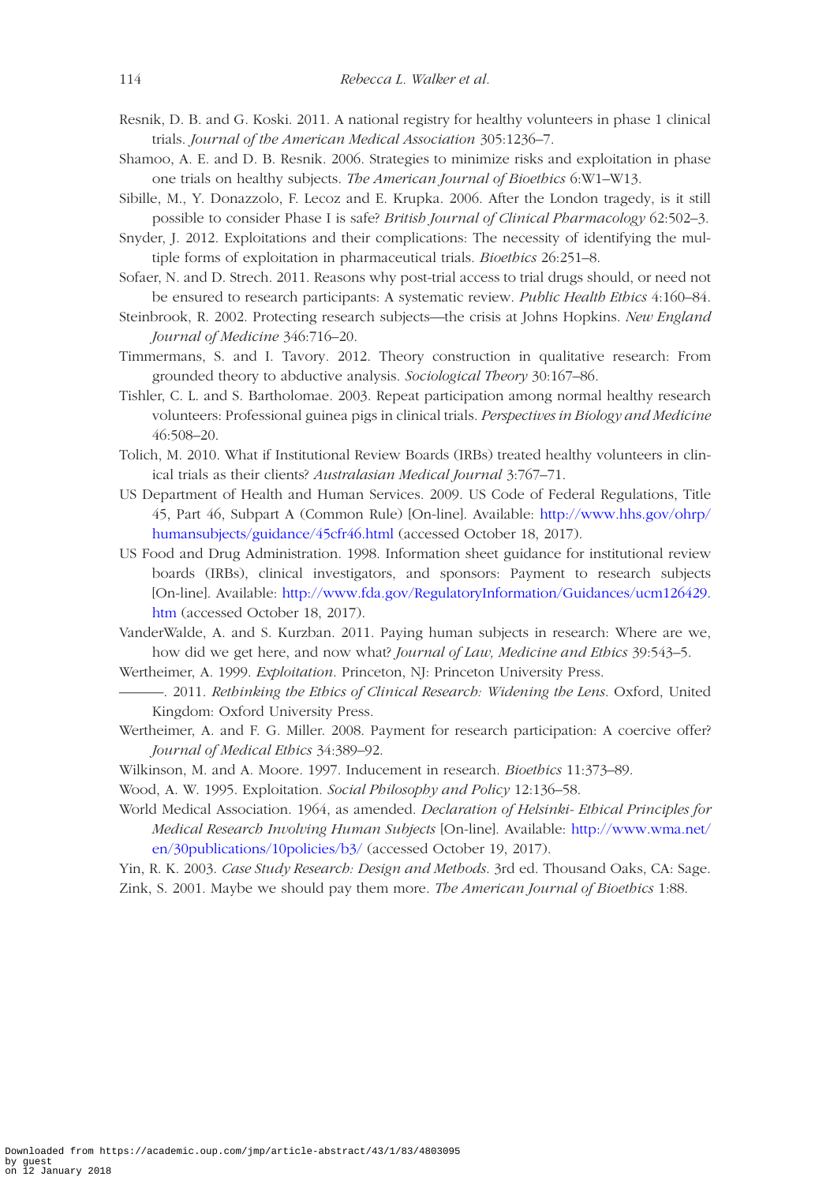Resnik, D. B. and G. Koski. 2011. A national registry for healthy volunteers in phase 1 clinical trials. *Journal of the American Medical Association* 305:1236–7.

Shamoo, A. E. and D. B. Resnik. 2006. Strategies to minimize risks and exploitation in phase one trials on healthy subjects. *The American Journal of Bioethics* 6:W1–W13.

Sibille, M., Y. Donazzolo, F. Lecoz and E. Krupka. 2006. After the London tragedy, is it still possible to consider Phase I is safe? *British Journal of Clinical Pharmacology* 62:502–3.

Snyder, J. 2012. Exploitations and their complications: The necessity of identifying the multiple forms of exploitation in pharmaceutical trials. *Bioethics* 26:251–8.

Sofaer, N. and D. Strech. 2011. Reasons why post-trial access to trial drugs should, or need not be ensured to research participants: A systematic review. *Public Health Ethics* 4:160–84.

Steinbrook, R. 2002. Protecting research subjects—the crisis at Johns Hopkins. *New England Journal of Medicine* 346:716–20.

Timmermans, S. and I. Tavory. 2012. Theory construction in qualitative research: From grounded theory to abductive analysis. *Sociological Theory* 30:167–86.

Tishler, C. L. and S. Bartholomae. 2003. Repeat participation among normal healthy research volunteers: Professional guinea pigs in clinical trials. *Perspectives in Biology and Medicine* 46:508–20.

Tolich, M. 2010. What if Institutional Review Boards (IRBs) treated healthy volunteers in clinical trials as their clients? *Australasian Medical Journal* 3:767–71.

US Department of Health and Human Services. 2009. US Code of Federal Regulations, Title 45, Part 46, Subpart A (Common Rule) [On-line]. Available: http://www.hhs.gov/ohrp/humansubjects/guidance/45cfr46.html (accessed October 18, 2017).

US Food and Drug Administration. 1998. Information sheet guidance for institutional review boards (IRBs), clinical investigators, and sponsors: Payment to research subjects [On-line]. Available: http://www.fda.gov/RegulatoryInformation/Guidances/ucm126429.htm (accessed October 18, 2017).

VanderWalde, A. and S. Kurzban. 2011. Paying human subjects in research: Where are we, how did we get here, and now what? *Journal of Law, Medicine and Ethics* 39:543–5.

Wertheimer, A. 1999. *Exploitation*. Princeton, NJ: Princeton University Press.

———. 2011. *Rethinking the Ethics of Clinical Research: Widening the Lens*. Oxford, United Kingdom: Oxford University Press.

Wertheimer, A. and F. G. Miller. 2008. Payment for research participation: A coercive offer? *Journal of Medical Ethics* 34:389–92.

Wilkinson, M. and A. Moore. 1997. Inducement in research. *Bioethics* 11:373–89.

Wood, A. W. 1995. Exploitation. *Social Philosophy and Policy* 12:136–58.

World Medical Association. 1964, as amended. *Declaration of Helsinki- Ethical Principles for Medical Research Involving Human Subjects* [On-line]. Available: http://www.wma.net/en/30publications/10policies/b3/ (accessed October 19, 2017).

Yin, R. K. 2003. *Case Study Research: Design and Methods*. 3rd ed. Thousand Oaks, CA: Sage.

Zink, S. 2001. Maybe we should pay them more. *The American Journal of Bioethics* 1:88.